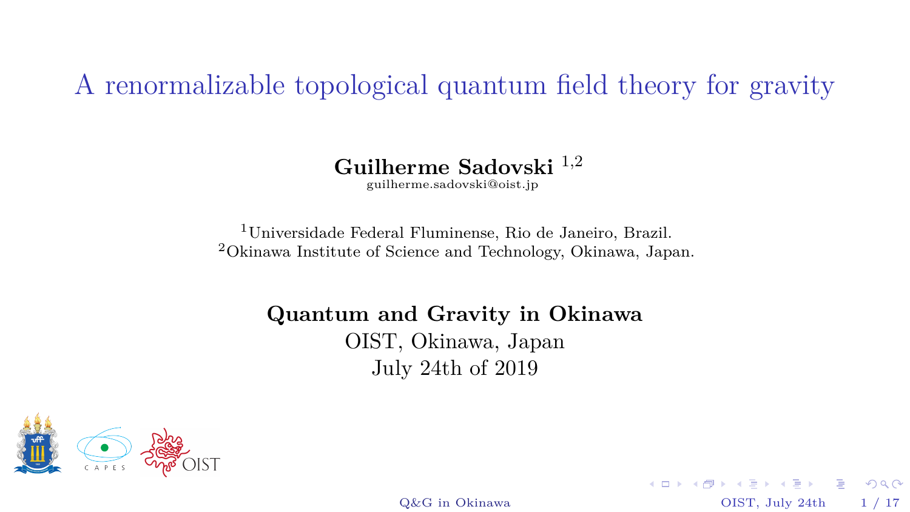# A renormalizable topological quantum field theory for gravity

**Guilherme Sadovski** [1,2]

guilherme.sadovski@oist.jp

[1]Universidade Federal Fluminense, Rio de Janeiro, Brazil.
[2]Okinawa Institute of Science and Technology, Okinawa, Japan.

**Quantum and Gravity in Okinawa**

OIST, Okinawa, Japan

July 24th of 2019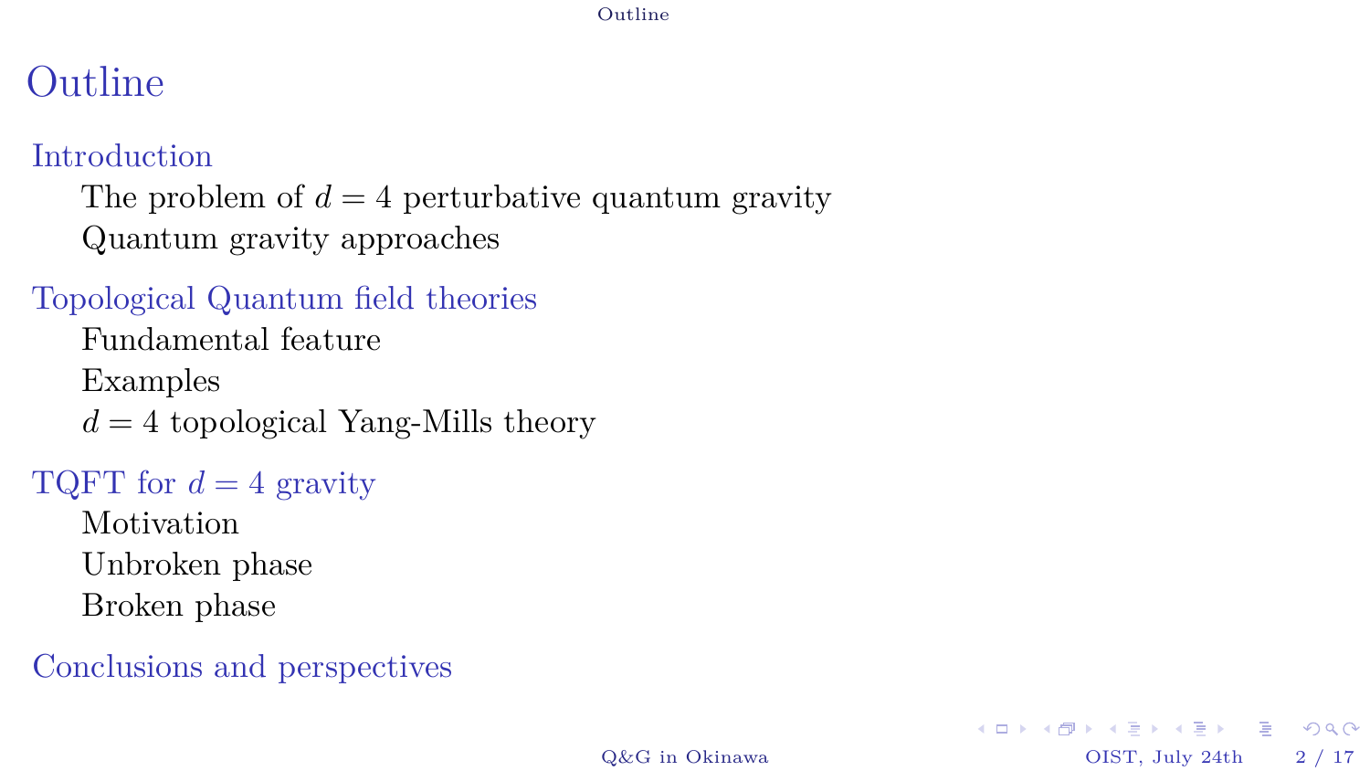# Outline

## Introduction

- The problem of $d = 4$ perturbative quantum gravity
- Quantum gravity approaches

## Topological Quantum field theories

- Fundamental feature
- Examples
- $d = 4$ topological Yang-Mills theory

## TQFT for $d = 4$ gravity

- Motivation
- Unbroken phase
- Broken phase

## Conclusions and perspectives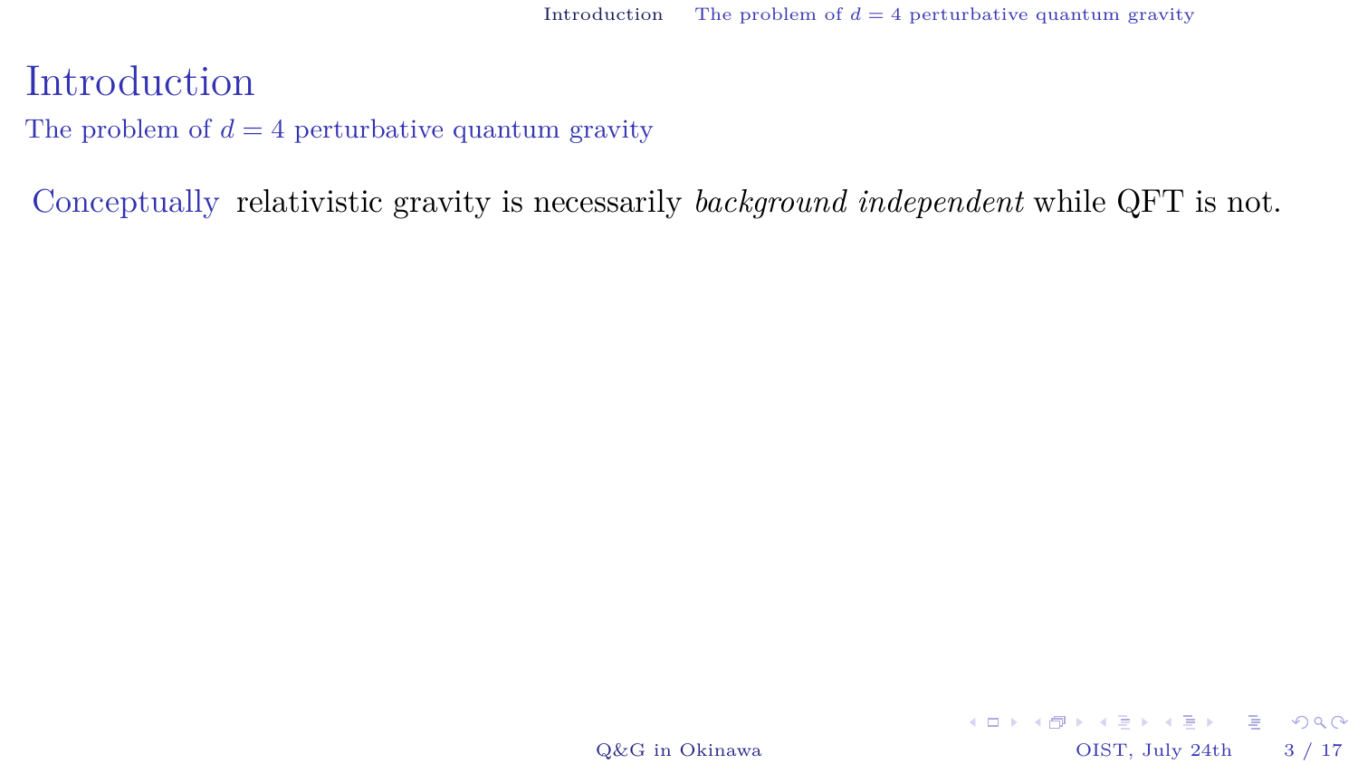# Introduction

## The problem of $d = 4$ perturbative quantum gravity

Conceptually relativistic gravity is necessarily *background independent* while QFT is not.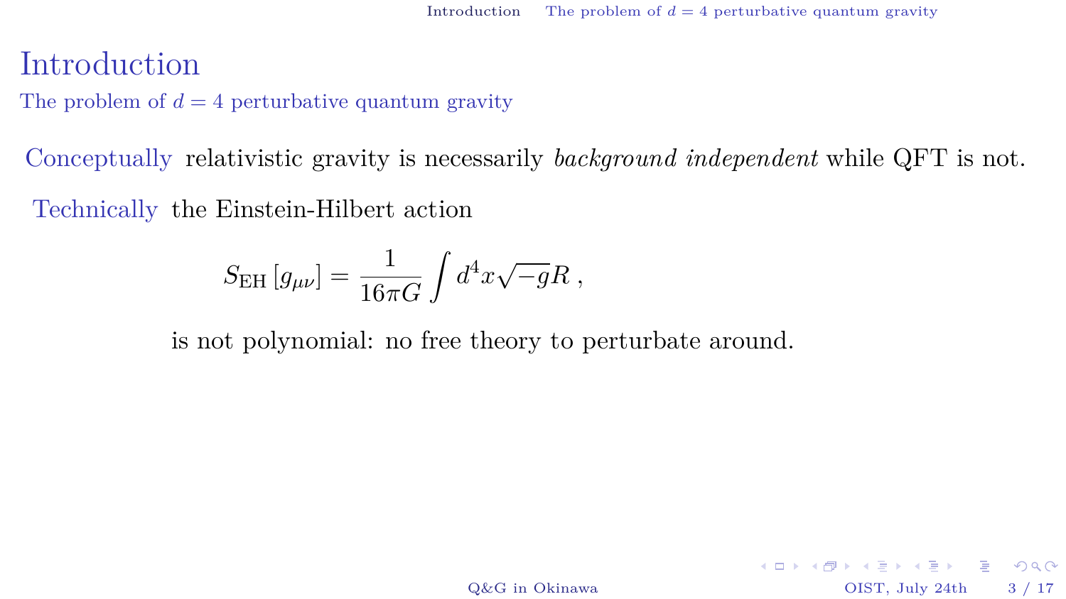# Introduction

## The problem of $d = 4$ perturbative quantum gravity

Conceptually relativistic gravity is necessarily *background independent* while QFT is not.

Technically the Einstein-Hilbert action

$$S_{\mathrm{EH}}\left[g_{\mu\nu}\right] = \frac{1}{16\pi G}\int d^4x\sqrt{-g}R\,,$$

is not polynomial: no free theory to perturbate around.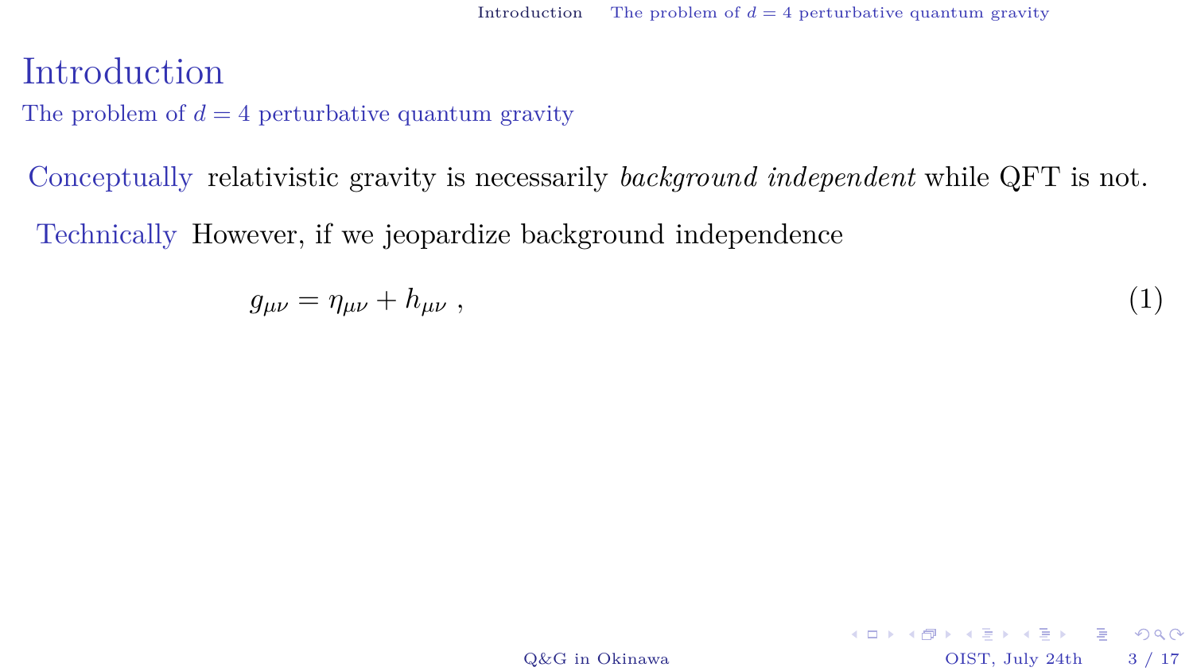# Introduction

## The problem of $d = 4$ perturbative quantum gravity

Conceptually relativistic gravity is necessarily *background independent* while QFT is not.

Technically However, if we jeopardize background independence

$$g_{\mu\nu} = \eta_{\mu\nu} + h_{\mu\nu} \ , \tag{1}$$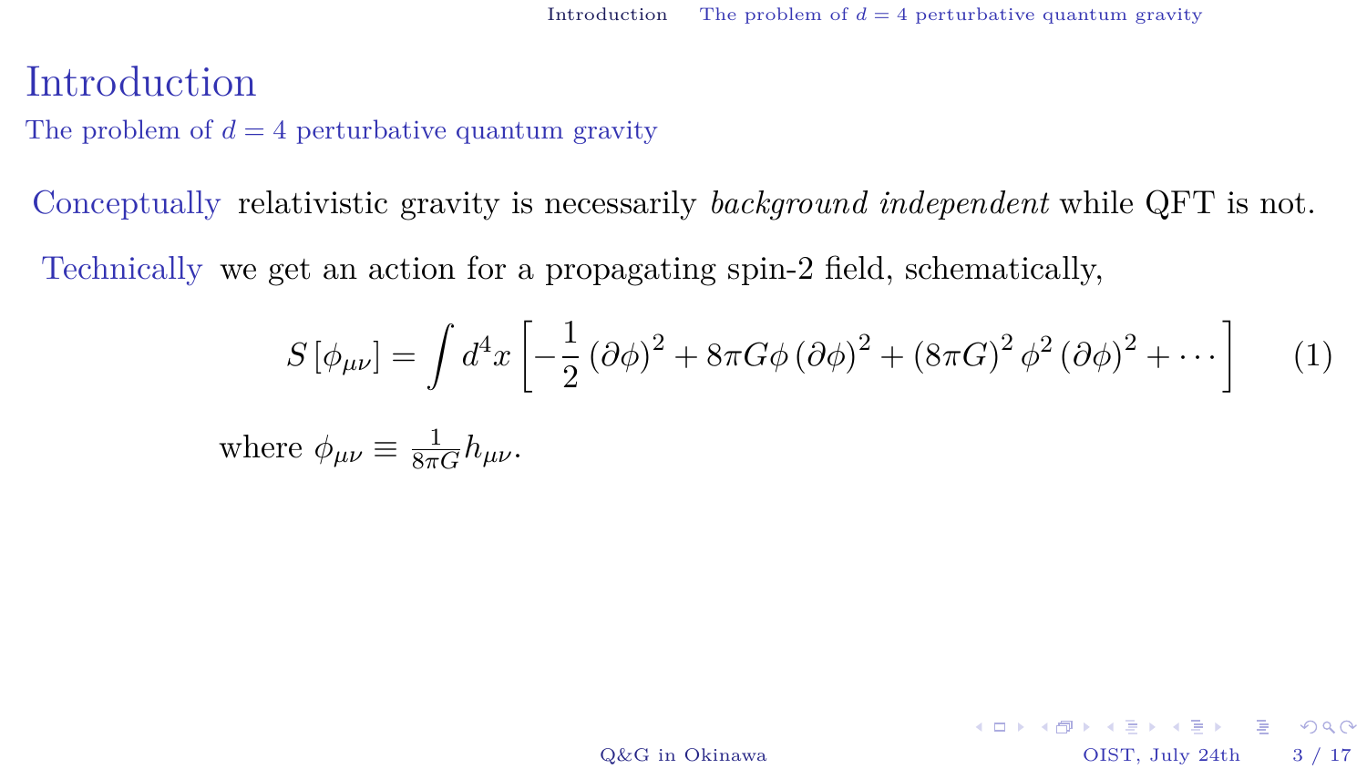# Introduction

## The problem of $d = 4$ perturbative quantum gravity

**Conceptually** relativistic gravity is necessarily *background independent* while QFT is not.

**Technically** we get an action for a propagating spin-2 field, schematically,

$$S\left[\phi_{\mu\nu}\right] = \int d^4x \left[-\frac{1}{2}\left(\partial\phi\right)^2 + 8\pi G\phi\left(\partial\phi\right)^2 + \left(8\pi G\right)^2\phi^2\left(\partial\phi\right)^2 + \cdots\right] \tag{1}$$

where $\phi_{\mu\nu} \equiv \frac{1}{8\pi G}h_{\mu\nu}$.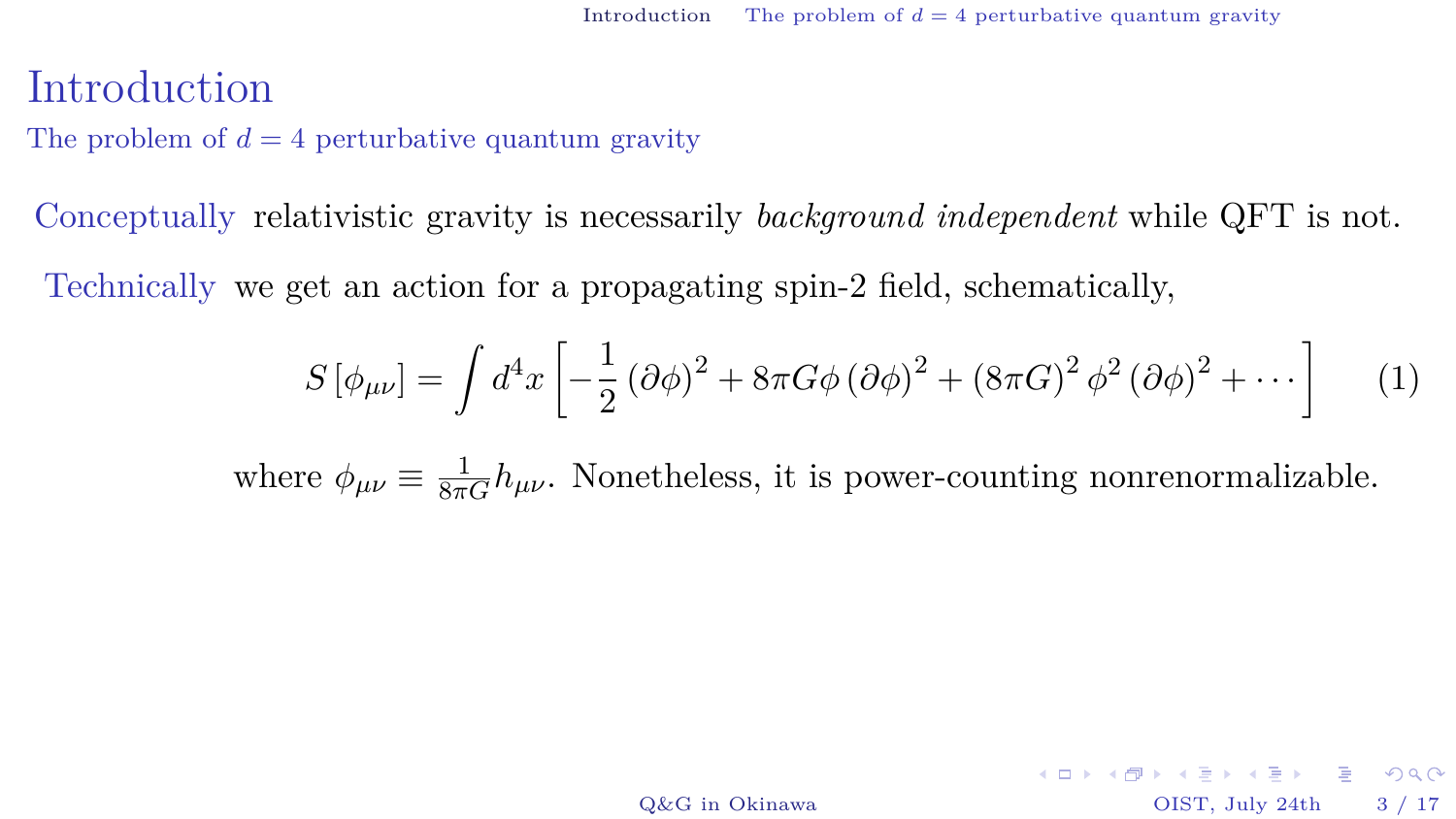# Introduction

## The problem of $d = 4$ perturbative quantum gravity

Conceptually relativistic gravity is necessarily *background independent* while QFT is not.

Technically we get an action for a propagating spin-2 field, schematically,

$$S\left[\phi_{\mu\nu}\right] = \int d^4x \left[-\frac{1}{2}\left(\partial\phi\right)^2 + 8\pi G\phi\left(\partial\phi\right)^2 + \left(8\pi G\right)^2\phi^2\left(\partial\phi\right)^2 + \cdots\right] \qquad (1)$$

where $\phi_{\mu\nu} \equiv \frac{1}{8\pi G}h_{\mu\nu}$. Nonetheless, it is power-counting nonrenormalizable.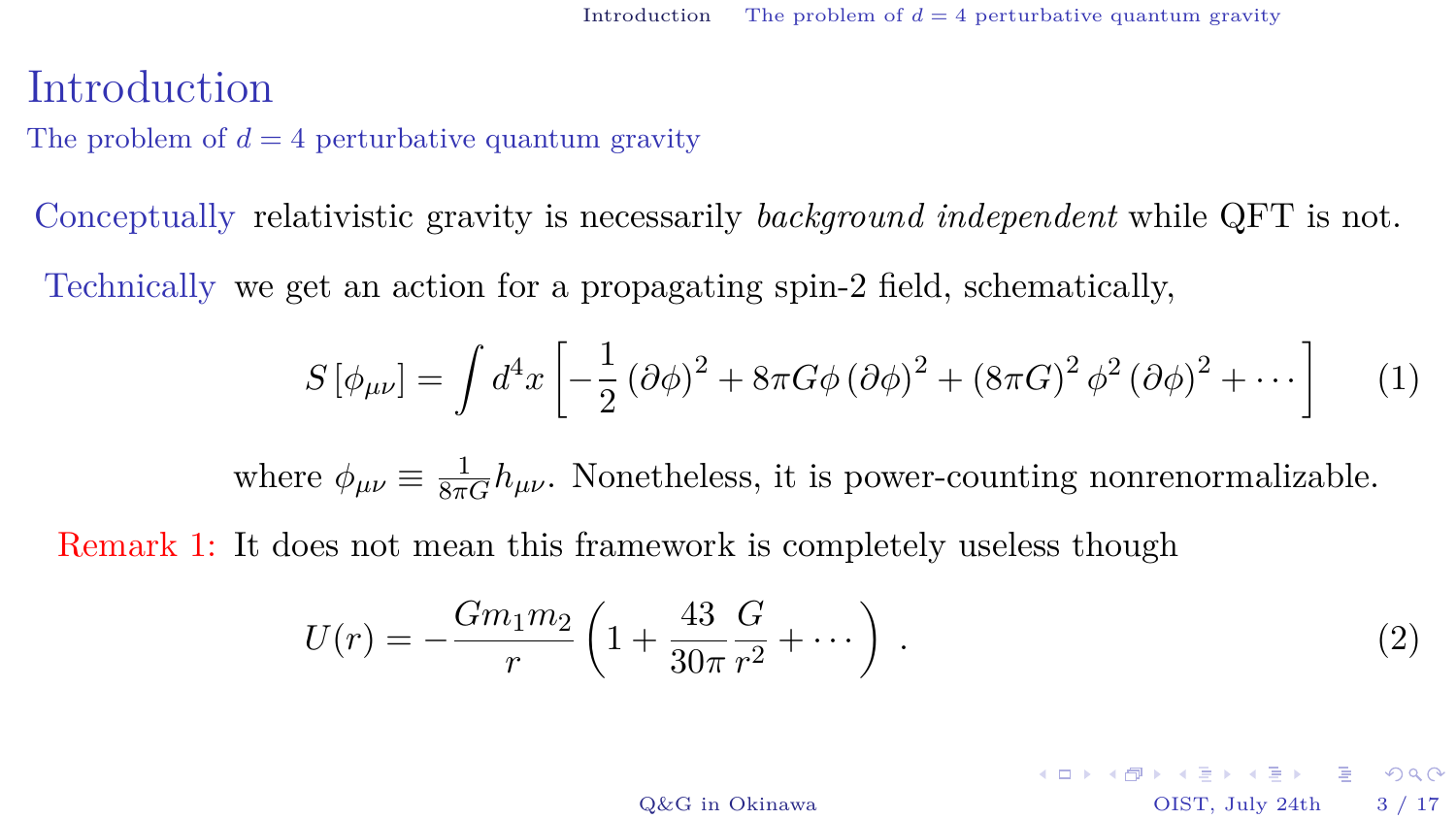# Introduction

## The problem of $d = 4$ perturbative quantum gravity

Conceptually relativistic gravity is necessarily *background independent* while QFT is not.

Technically we get an action for a propagating spin-2 field, schematically,

$$S\left[\phi_{\mu\nu}\right] = \int d^4x \left[-\frac{1}{2}\left(\partial\phi\right)^2 + 8\pi G\phi\left(\partial\phi\right)^2 + \left(8\pi G\right)^2\phi^2\left(\partial\phi\right)^2 + \cdots\right] \tag{1}$$

where $\phi_{\mu\nu} \equiv \frac{1}{8\pi G}h_{\mu\nu}$. Nonetheless, it is power-counting nonrenormalizable.

Remark 1: It does not mean this framework is completely useless though

$$U(r) = -\frac{Gm_1m_2}{r}\left(1 + \frac{43}{30\pi}\frac{G}{r^2} + \cdots\right)\ . \tag{2}$$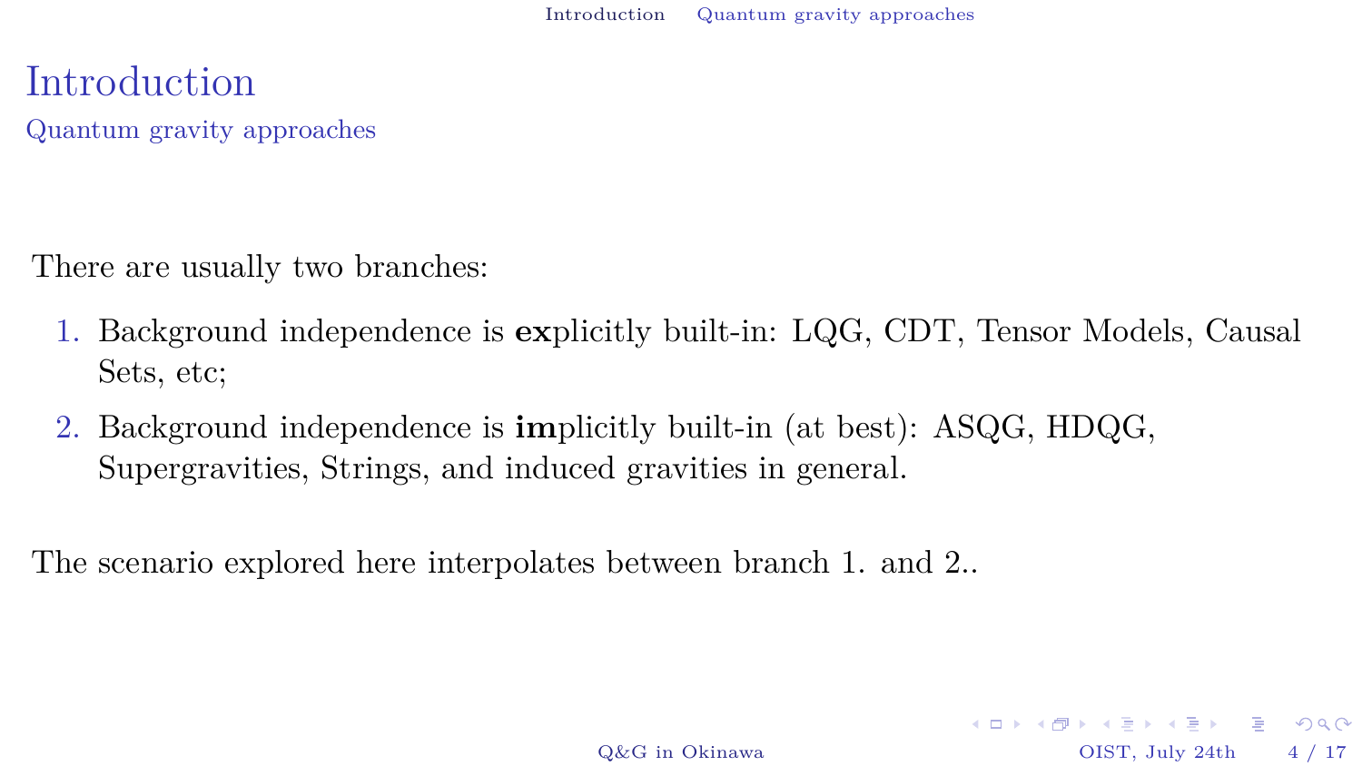# Introduction

## Quantum gravity approaches

There are usually two branches:

1. Background independence is **ex**plicitly built-in: LQG, CDT, Tensor Models, Causal Sets, etc;
2. Background independence is **im**plicitly built-in (at best): ASQG, HDQG, Supergravities, Strings, and induced gravities in general.

The scenario explored here interpolates between branch 1. and 2..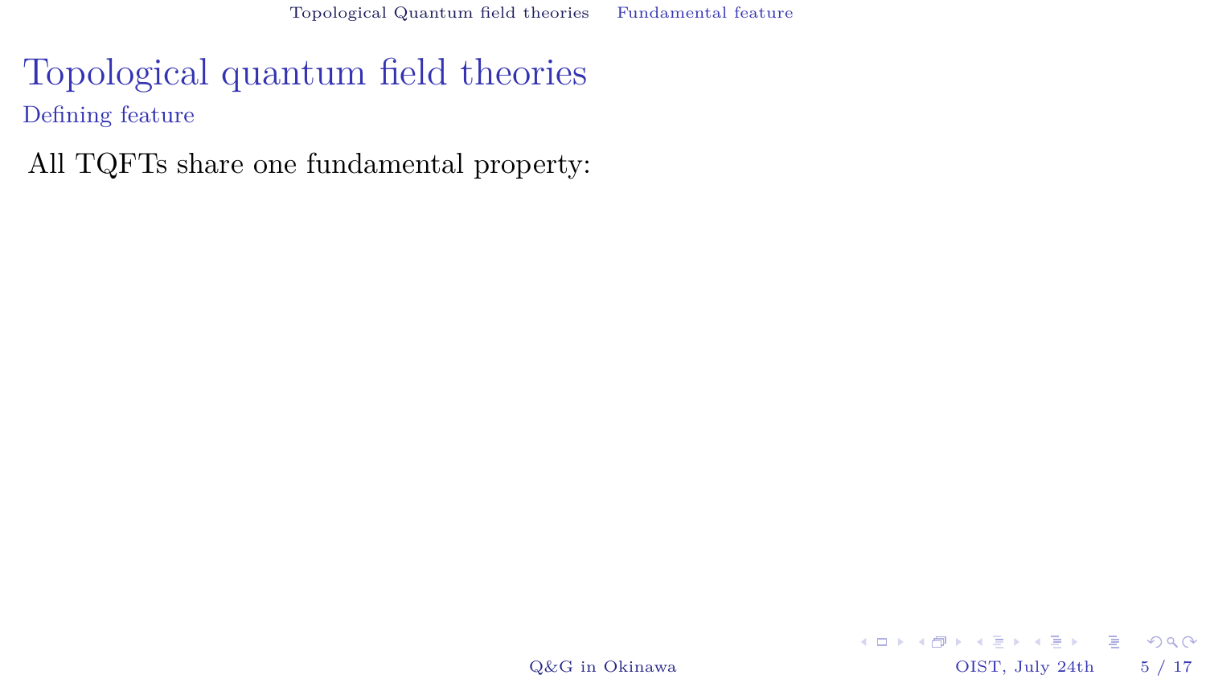# Topological quantum field theories

## Defining feature

All TQFTs share one fundamental property: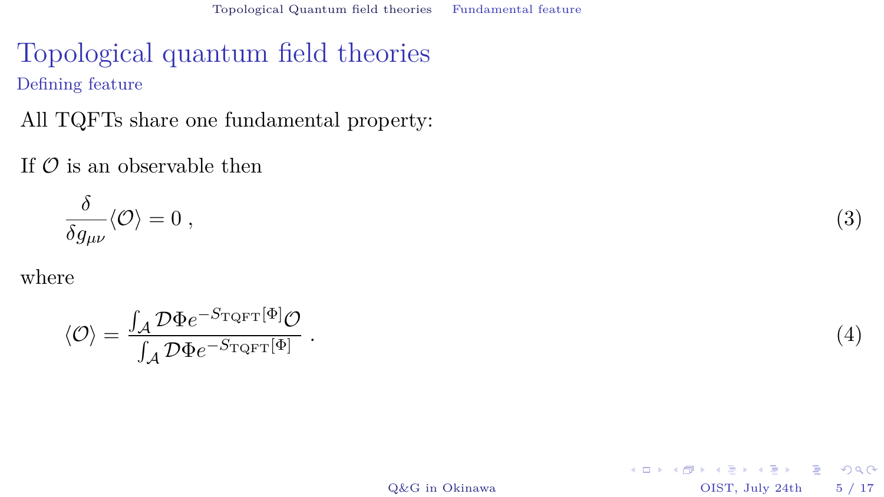# Topological quantum field theories

## Defining feature

All TQFTs share one fundamental property:

If $\mathcal{O}$ is an observable then

$$\frac{\delta}{\delta g_{\mu\nu}}\langle\mathcal{O}\rangle = 0\,, \tag{3}$$

where

$$\langle\mathcal{O}\rangle = \frac{\int_{\mathcal{A}} \mathcal{D}\Phi e^{-S_{\mathrm{TQFT}}[\Phi]}\mathcal{O}}{\int_{\mathcal{A}} \mathcal{D}\Phi e^{-S_{\mathrm{TQFT}}[\Phi]}}\;. \tag{4}$$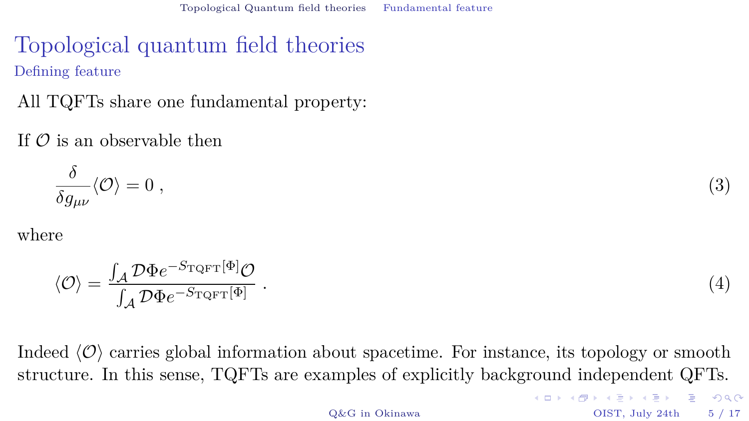# Topological quantum field theories

## Defining feature

All TQFTs share one fundamental property:

If $\mathcal{O}$ is an observable then

$$\frac{\delta}{\delta g_{\mu\nu}} \langle \mathcal{O} \rangle = 0 \,, \tag{3}$$

where

$$\langle \mathcal{O} \rangle = \frac{\int_{\mathcal{A}} \mathcal{D}\Phi e^{-S_{\mathrm{TQFT}}[\Phi]} \mathcal{O}}{\int_{\mathcal{A}} \mathcal{D}\Phi e^{-S_{\mathrm{TQFT}}[\Phi]}} \,. \tag{4}$$

Indeed $\langle \mathcal{O} \rangle$ carries global information about spacetime. For instance, its topology or smooth structure. In this sense, TQFTs are examples of explicitly background independent QFTs.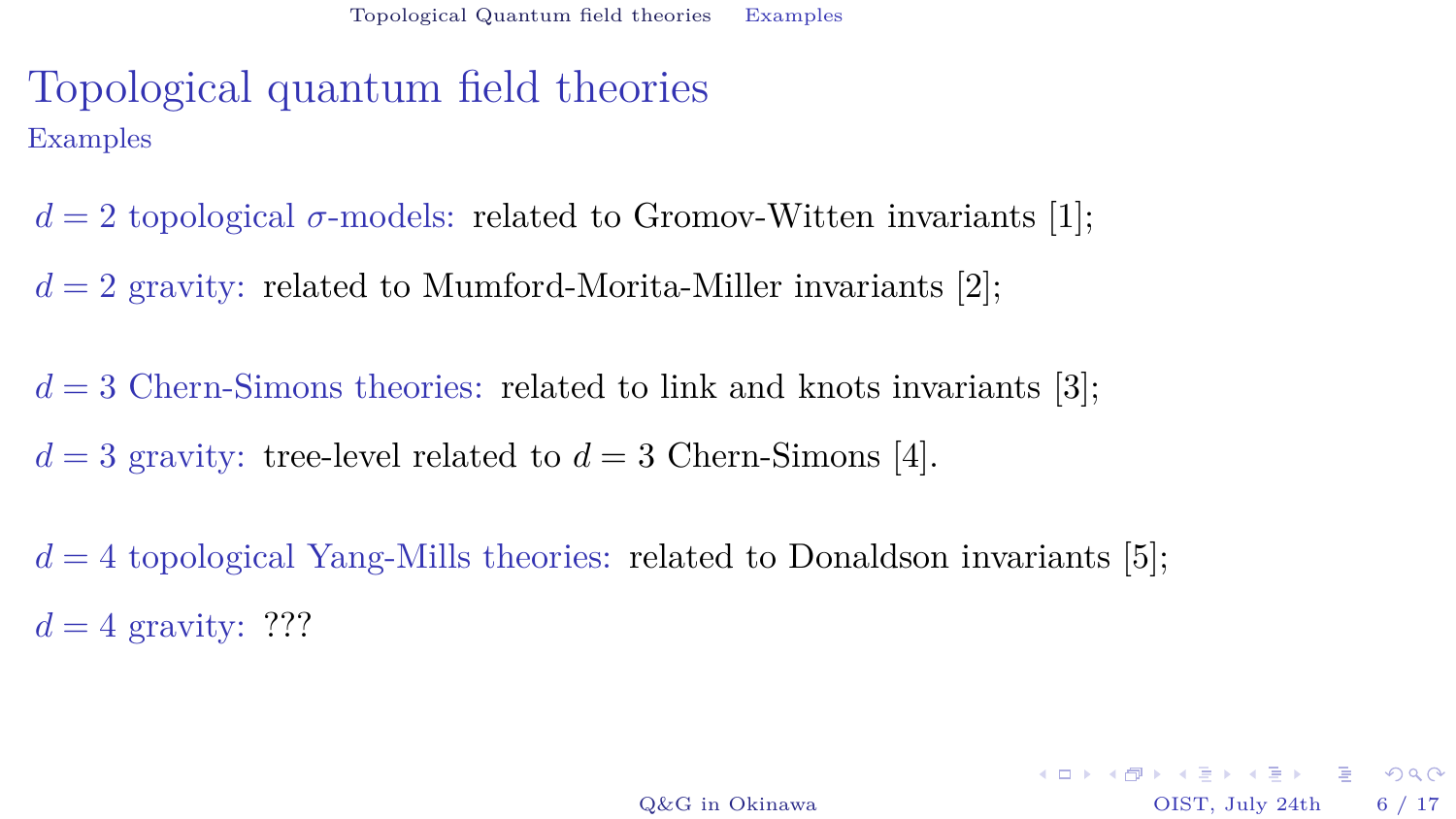# Topological quantum field theories

## Examples

$d = 2$ topological $\sigma$-models: related to Gromov-Witten invariants [1];

$d = 2$ gravity: related to Mumford-Morita-Miller invariants [2];

$d = 3$ Chern-Simons theories: related to link and knots invariants [3];

$d = 3$ gravity: tree-level related to $d = 3$ Chern-Simons [4].

$d = 4$ topological Yang-Mills theories: related to Donaldson invariants [5];

$d = 4$ gravity: ???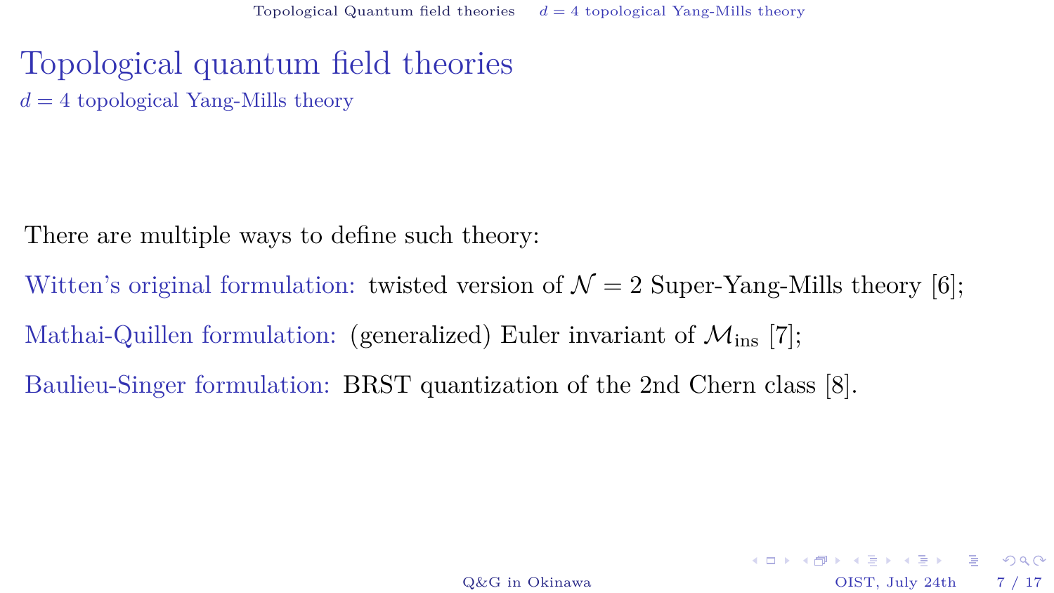# Topological quantum field theories

## $d = 4$ topological Yang-Mills theory

There are multiple ways to define such theory:

Witten's original formulation: twisted version of $\mathcal{N} = 2$ Super-Yang-Mills theory [6];

Mathai-Quillen formulation: (generalized) Euler invariant of $\mathcal{M}_{\text{ins}}$ [7];

Baulieu-Singer formulation: BRST quantization of the 2nd Chern class [8].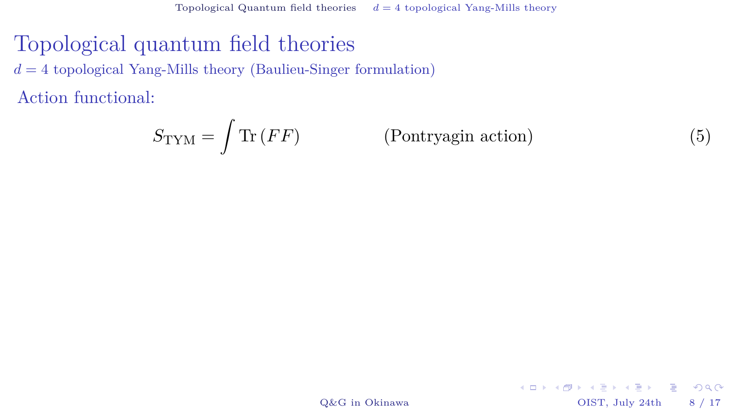# Topological quantum field theories

## $d=4$ topological Yang-Mills theory (Baulieu-Singer formulation)

Action functional:

$$S_{\mathrm{TYM}} = \int \mathrm{Tr}\,(FF) \qquad \text{(Pontryagin action)} \tag{5}$$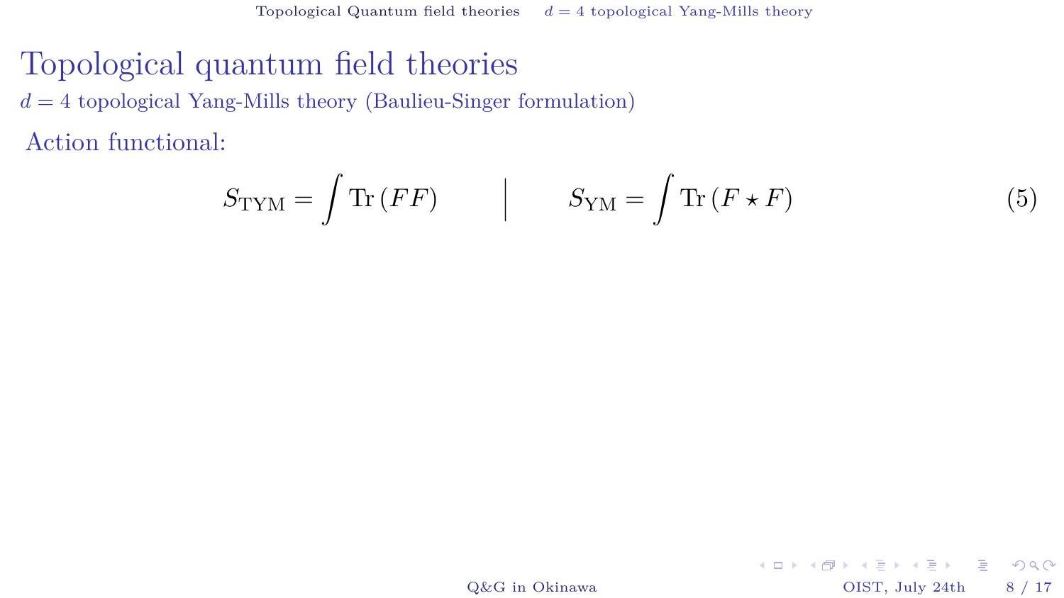# Topological quantum field theories

## $d = 4$ topological Yang-Mills theory (Baulieu-Singer formulation)

Action functional:

$$S_{\mathrm{TYM}} = \int \mathrm{Tr}\left(FF\right) \qquad \Bigg| \qquad S_{\mathrm{YM}} = \int \mathrm{Tr}\left(F \star F\right) \tag{5}$$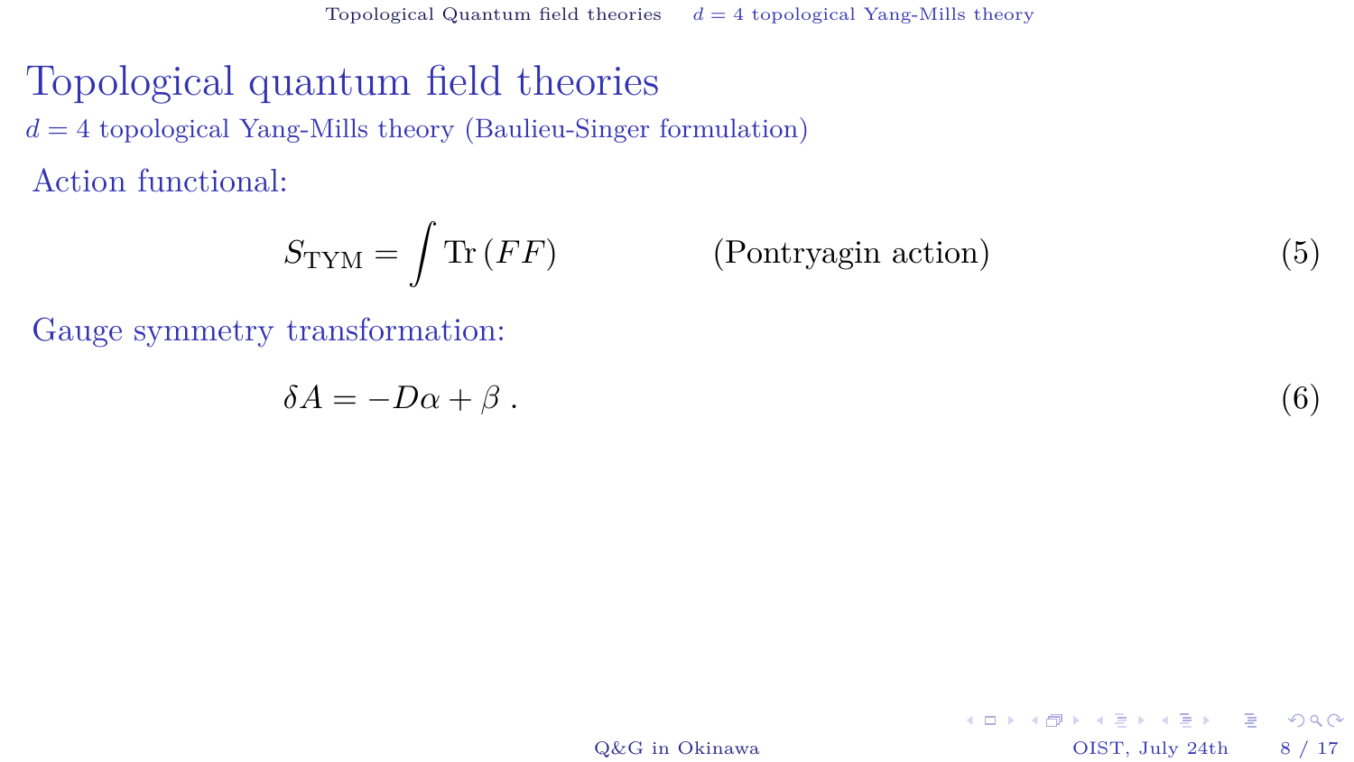# Topological quantum field theories

## $d = 4$ topological Yang-Mills theory (Baulieu-Singer formulation)

Action functional:

$$S_{\text{TYM}} = \int \text{Tr}\,(FF) \qquad \text{(Pontryagin action)} \tag{5}$$

Gauge symmetry transformation:

$$\delta A = -D\alpha + \beta \,. \tag{6}$$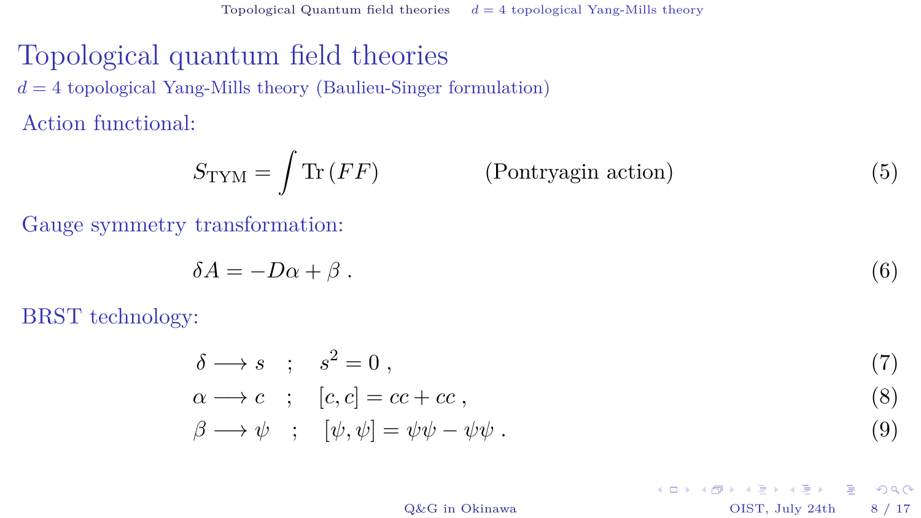# Topological quantum field theories

## $d = 4$ topological Yang-Mills theory (Baulieu-Singer formulation)

Action functional:

$$S_{\text{TYM}} = \int \text{Tr}\,(FF) \qquad\qquad \text{(Pontryagin action)} \tag{5}$$

Gauge symmetry transformation:

$$\delta A = -D\alpha + \beta\ . \tag{6}$$

BRST technology:

$$\delta \longrightarrow s \quad ; \quad s^2 = 0\ , \tag{7}$$

$$\alpha \longrightarrow c \quad ; \quad [c, c] = cc + cc\ , \tag{8}$$

$$\beta \longrightarrow \psi \quad ; \quad [\psi, \psi] = \psi\psi - \psi\psi\ . \tag{9}$$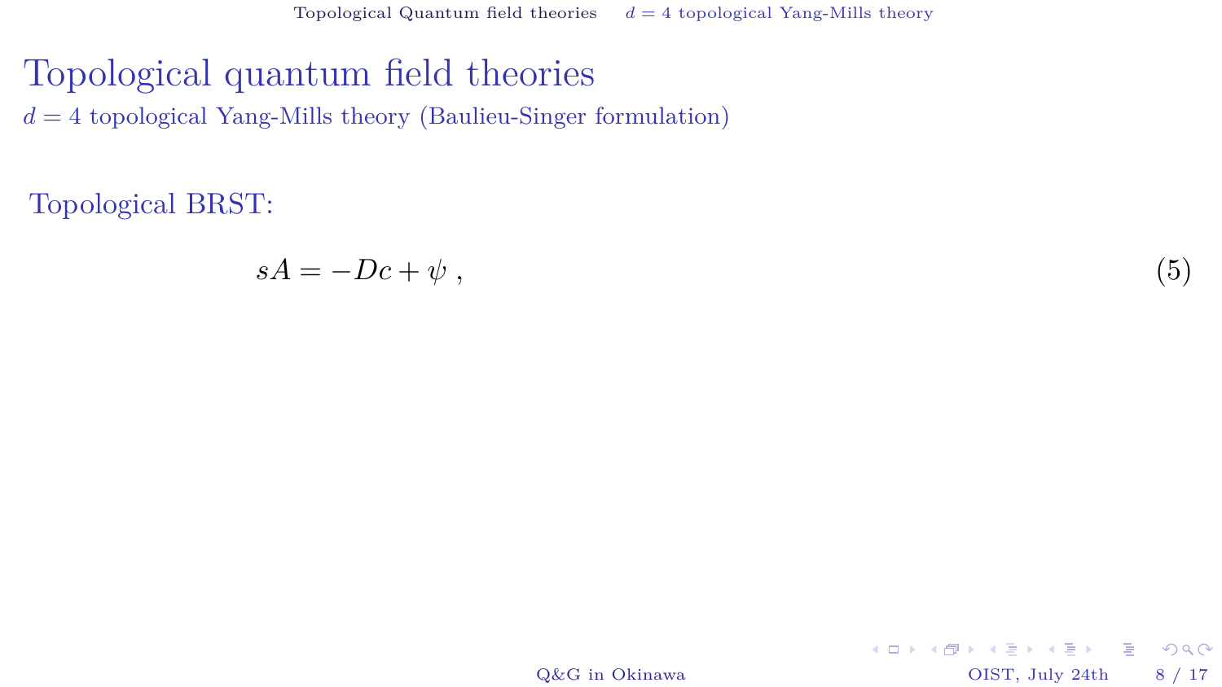# Topological quantum field theories

## $d = 4$ topological Yang-Mills theory (Baulieu-Singer formulation)

Topological BRST:

$$sA = -Dc + \psi \, , \tag{5}$$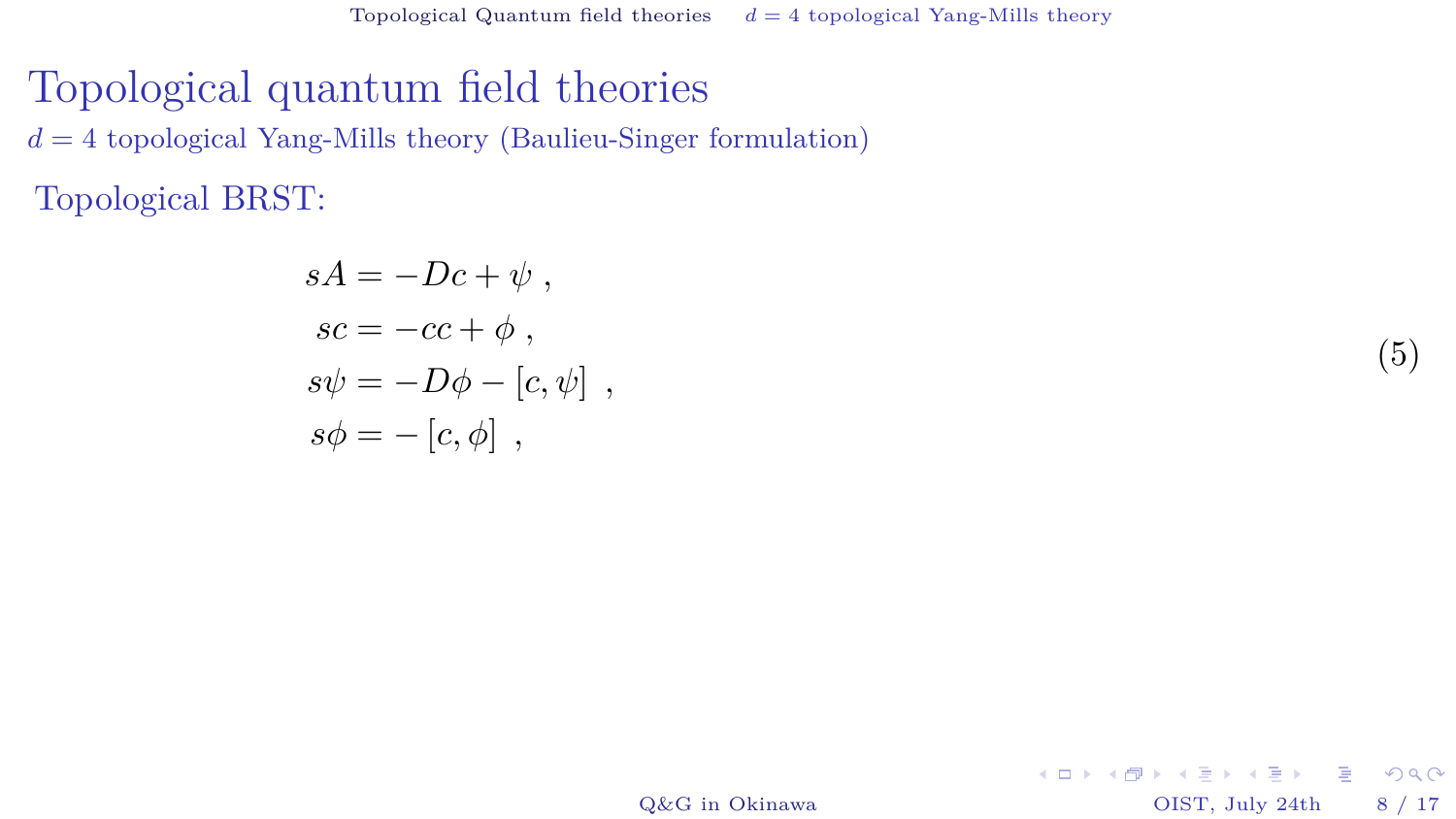# Topological quantum field theories

## $d = 4$ topological Yang-Mills theory (Baulieu-Singer formulation)

Topological BRST:

$$
\begin{aligned}
sA &= -Dc + \psi \ , \\
sc &= -cc + \phi \ , \\
s\psi &= -D\phi - [c, \psi] \ , \\
s\phi &= -[c, \phi] \ ,
\end{aligned}
\tag{5}
$$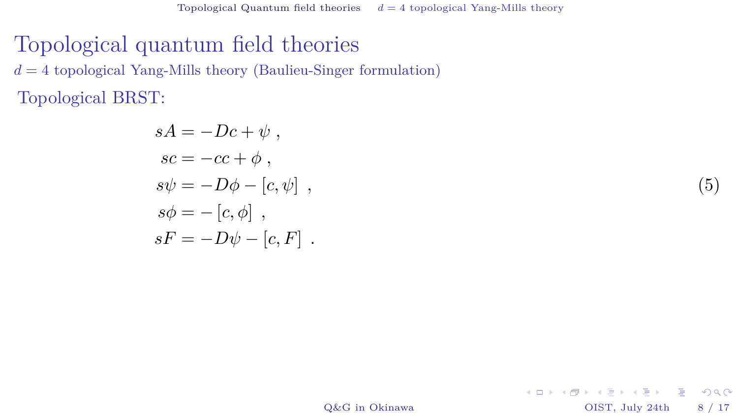# Topological quantum field theories

## $d = 4$ topological Yang-Mills theory (Baulieu-Singer formulation)

Topological BRST:

$$
\begin{aligned}
sA &= -Dc + \psi \ , \\
sc &= -cc + \phi \ , \\
s\psi &= -D\phi - [c, \psi] \ , \\
s\phi &= -[c, \phi] \ , \\
sF &= -D\psi - [c, F] \ .
\end{aligned}
\tag{5}
$$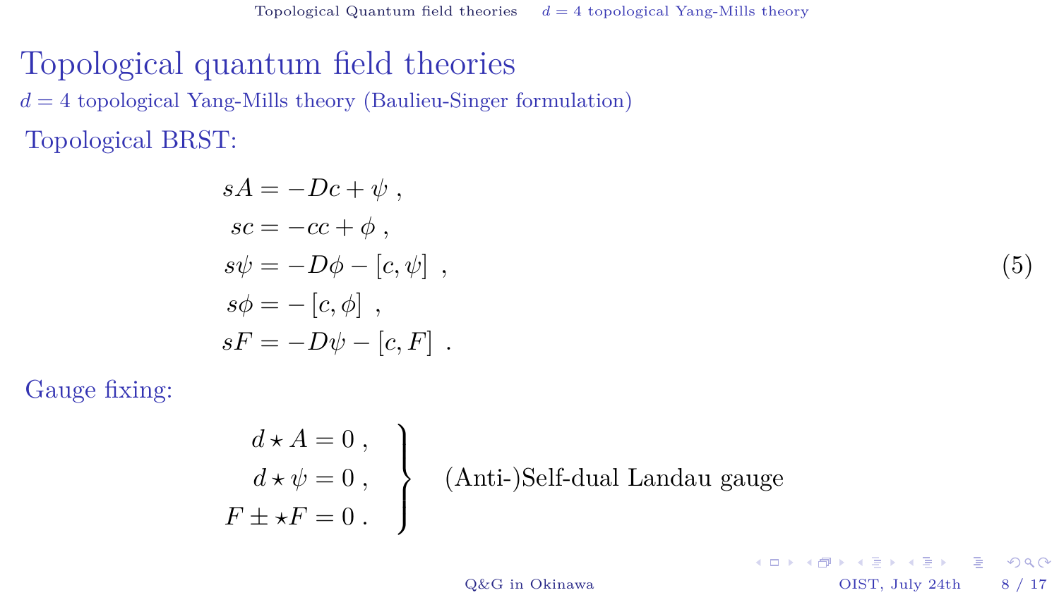# Topological quantum field theories

## $d = 4$ topological Yang-Mills theory (Baulieu-Singer formulation)

Topological BRST:

$$
\begin{aligned}
sA &= -Dc + \psi \ , \\
sc &= -cc + \phi \ , \\
s\psi &= -D\phi - [c, \psi] \ , \\
s\phi &= -[c, \phi] \ , \\
sF &= -D\psi - [c, F] \ .
\end{aligned}
\tag{5}
$$

Gauge fixing:

$$
\left.
\begin{aligned}
d \star A &= 0 \ , \\
d \star \psi &= 0 \ , \\
F \pm \star F &= 0 \ .
\end{aligned}
\right\} \quad \text{(Anti-)Self-dual Landau gauge}
$$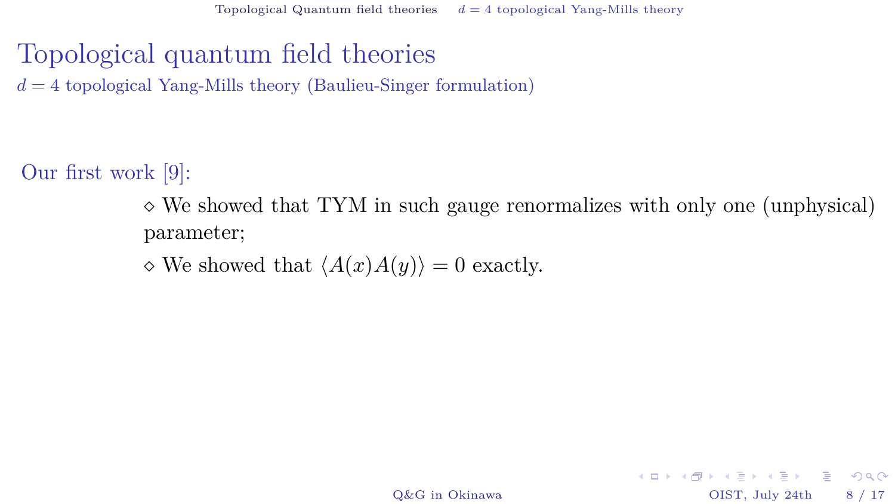# Topological quantum field theories

## $d = 4$ topological Yang-Mills theory (Baulieu-Singer formulation)

Our first work [9]:

- ⋄ We showed that TYM in such gauge renormalizes with only one (unphysical) parameter;
- ⋄ We showed that $\langle A(x)A(y)\rangle = 0$ exactly.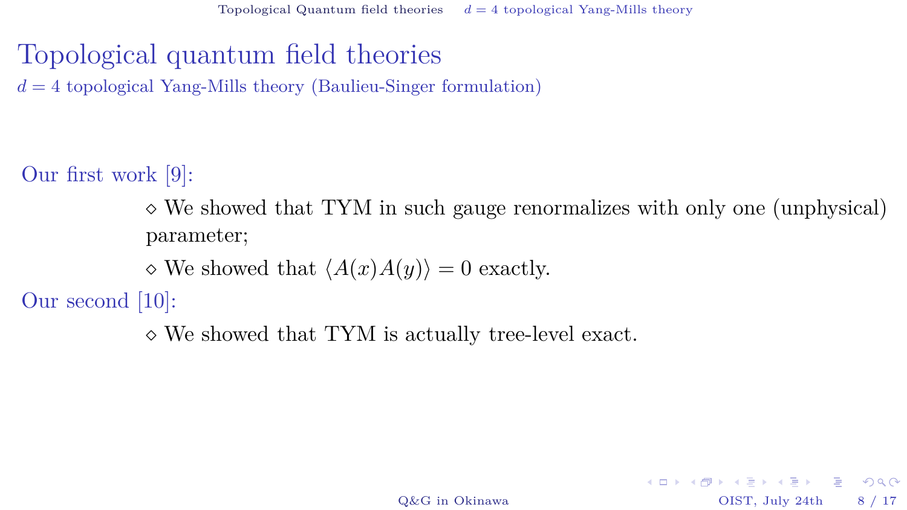# Topological quantum field theories

## $d = 4$ topological Yang-Mills theory (Baulieu-Singer formulation)

Our first work [9]:

- ⋄ We showed that TYM in such gauge renormalizes with only one (unphysical) parameter;
- ⋄ We showed that $\langle A(x)A(y)\rangle = 0$ exactly.

Our second [10]:

- ⋄ We showed that TYM is actually tree-level exact.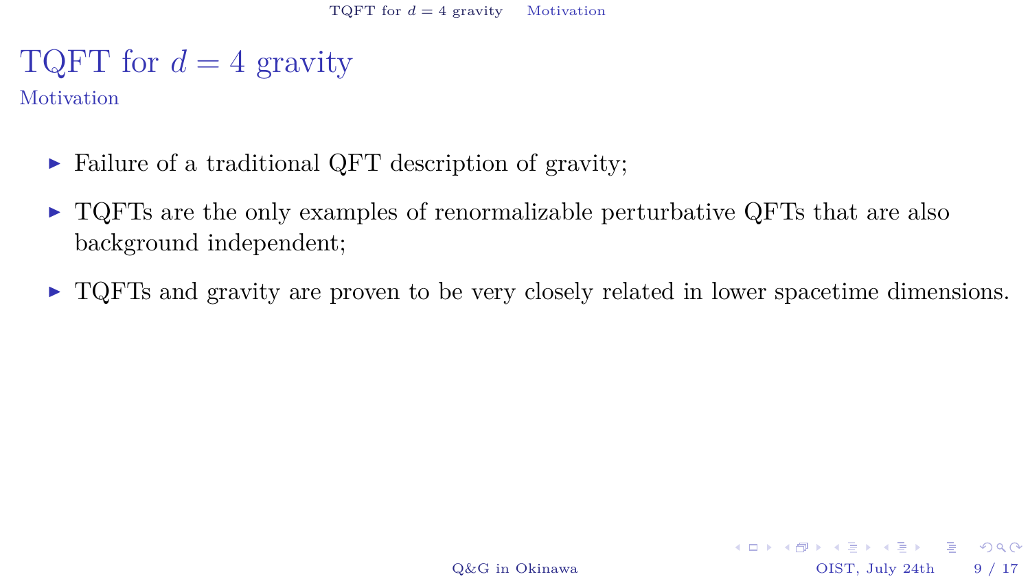# TQFT for $d = 4$ gravity

## Motivation

- Failure of a traditional QFT description of gravity;
- TQFTs are the only examples of renormalizable perturbative QFTs that are also background independent;
- TQFTs and gravity are proven to be very closely related in lower spacetime dimensions.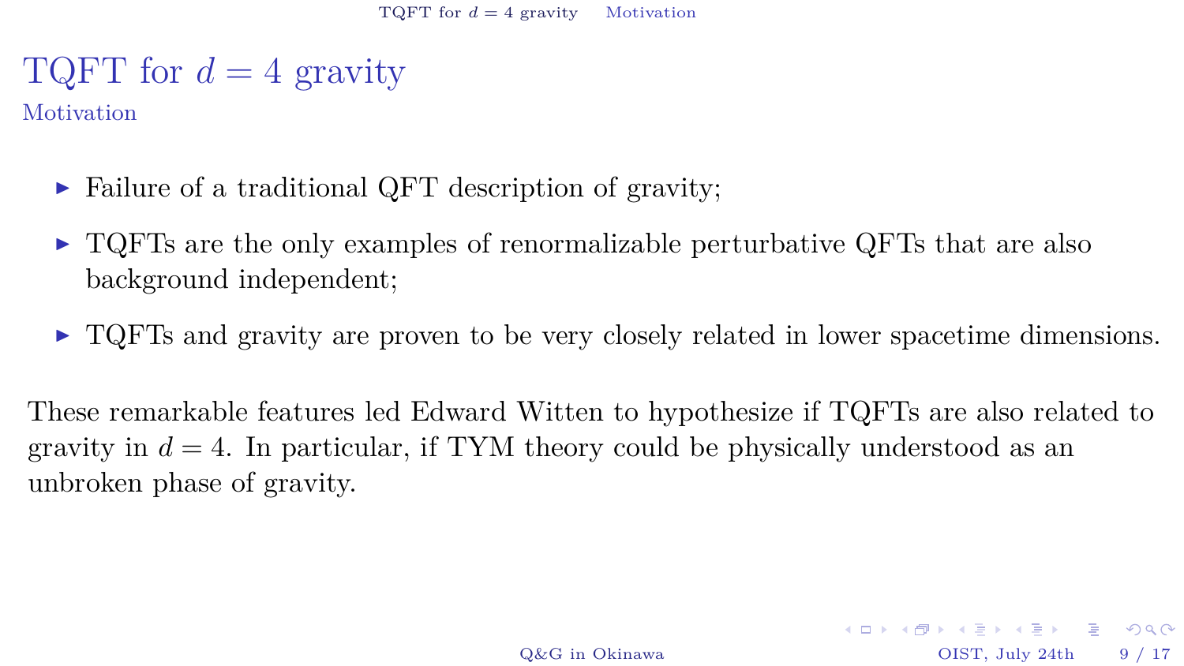# TQFT for $d = 4$ gravity

## Motivation

- Failure of a traditional QFT description of gravity;
- TQFTs are the only examples of renormalizable perturbative QFTs that are also background independent;
- TQFTs and gravity are proven to be very closely related in lower spacetime dimensions.

These remarkable features led Edward Witten to hypothesize if TQFTs are also related to gravity in $d = 4$. In particular, if TYM theory could be physically understood as an unbroken phase of gravity.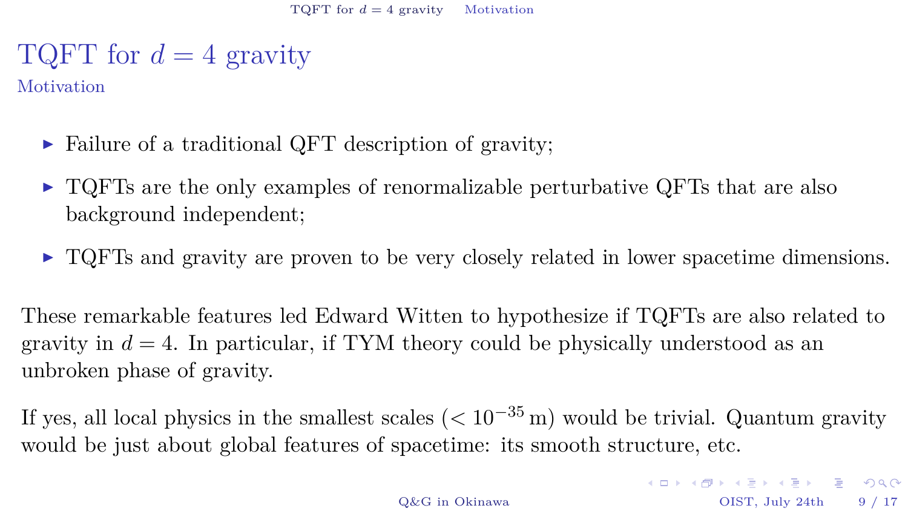# TQFT for $d = 4$ gravity

## Motivation

- Failure of a traditional QFT description of gravity;
- TQFTs are the only examples of renormalizable perturbative QFTs that are also background independent;
- TQFTs and gravity are proven to be very closely related in lower spacetime dimensions.

These remarkable features led Edward Witten to hypothesize if TQFTs are also related to gravity in $d = 4$. In particular, if TYM theory could be physically understood as an unbroken phase of gravity.

If yes, all local physics in the smallest scales ($< 10^{-35}\,\mathrm{m}$) would be trivial. Quantum gravity would be just about global features of spacetime: its smooth structure, etc.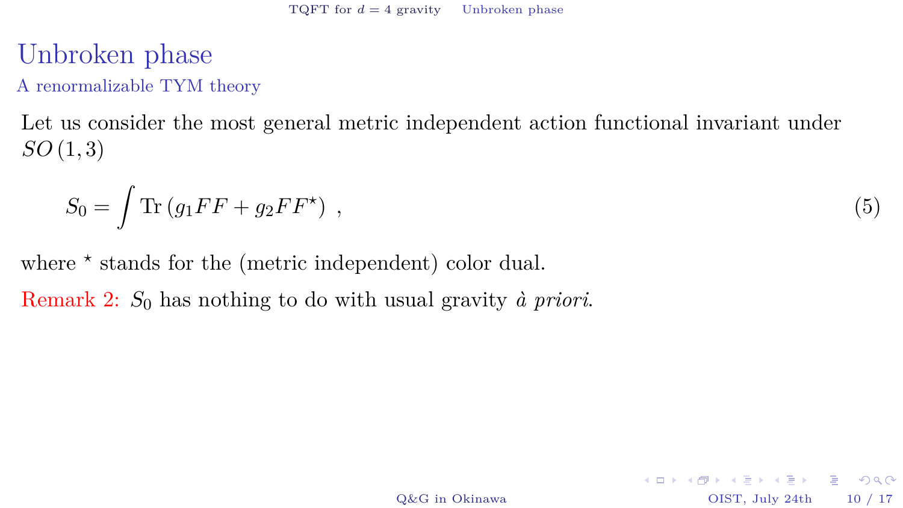# Unbroken phase

## A renormalizable TYM theory

Let us consider the most general metric independent action functional invariant under $SO(1,3)$

$$S_0 = \int \mathrm{Tr}\left(g_1 FF + g_2 FF^\star\right) \ , \tag{5}$$

where $^\star$ stands for the (metric independent) color dual.

Remark 2: $S_0$ has nothing to do with usual gravity *à priori*.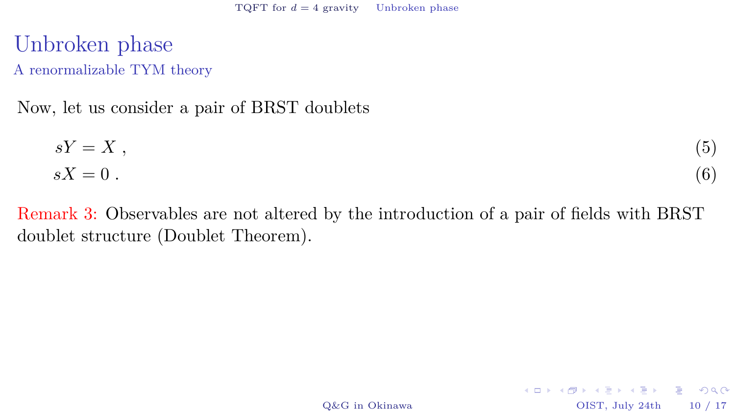# Unbroken phase

## A renormalizable TYM theory

Now, let us consider a pair of BRST doublets

$$
\begin{aligned}
sY &= X \,, && (5)\\
sX &= 0 \,. && (6)
\end{aligned}
$$

Remark 3: Observables are not altered by the introduction of a pair of fields with BRST doublet structure (Doublet Theorem).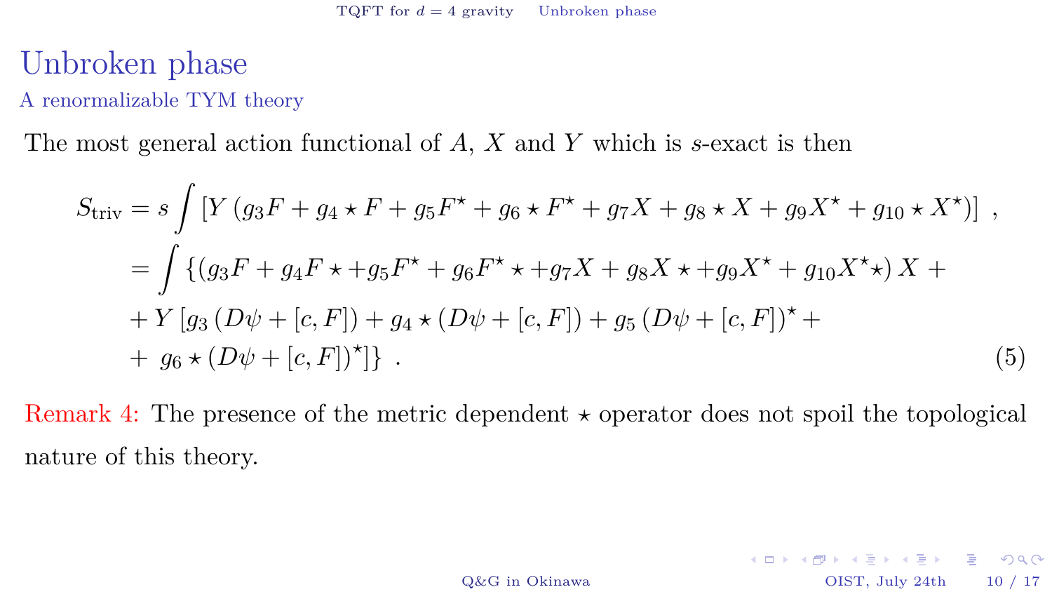# Unbroken phase

## A renormalizable TYM theory

The most general action functional of $A$, $X$ and $Y$ which is $s$-exact is then

$$
\begin{aligned}
S_{\text{triv}} &= s \int \left[ Y \left( g_3 F + g_4 \star F + g_5 F^\star + g_6 \star F^\star + g_7 X + g_8 \star X + g_9 X^\star + g_{10} \star X^\star \right) \right] \ , \\
&= \int \{ \left( g_3 F + g_4 F \star + g_5 F^\star + g_6 F^\star \star + g_7 X + g_8 X \star + g_9 X^\star + g_{10} X^\star \star \right) X + \\
&+ Y \left[ g_3 \left( D\psi + [c, F] \right) + g_4 \star \left( D\psi + [c, F] \right) + g_5 \left( D\psi + [c, F] \right)^\star + \right. \\
&+ \left. g_6 \star \left( D\psi + [c, F] \right)^\star \right] \} \ .
\end{aligned}
\tag{5}
$$

Remark 4: The presence of the metric dependent $\star$ operator does not spoil the topological nature of this theory.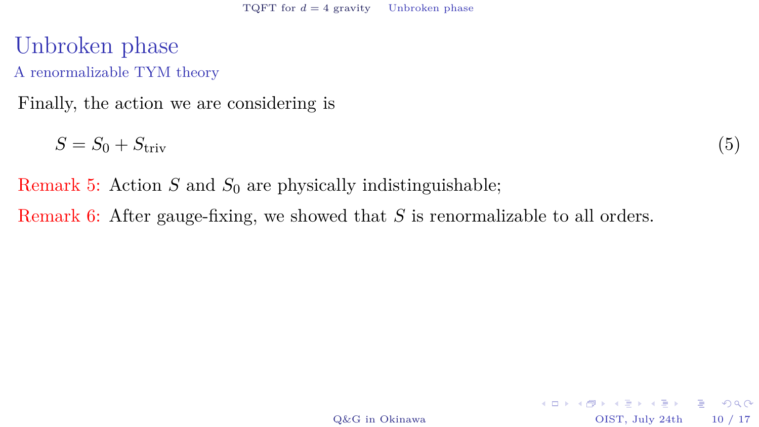# Unbroken phase

## A renormalizable TYM theory

Finally, the action we are considering is

$$S = S_0 + S_{\text{triv}} \tag{5}$$

Remark 5: Action $S$ and $S_0$ are physically indistinguishable;

Remark 6: After gauge-fixing, we showed that $S$ is renormalizable to all orders.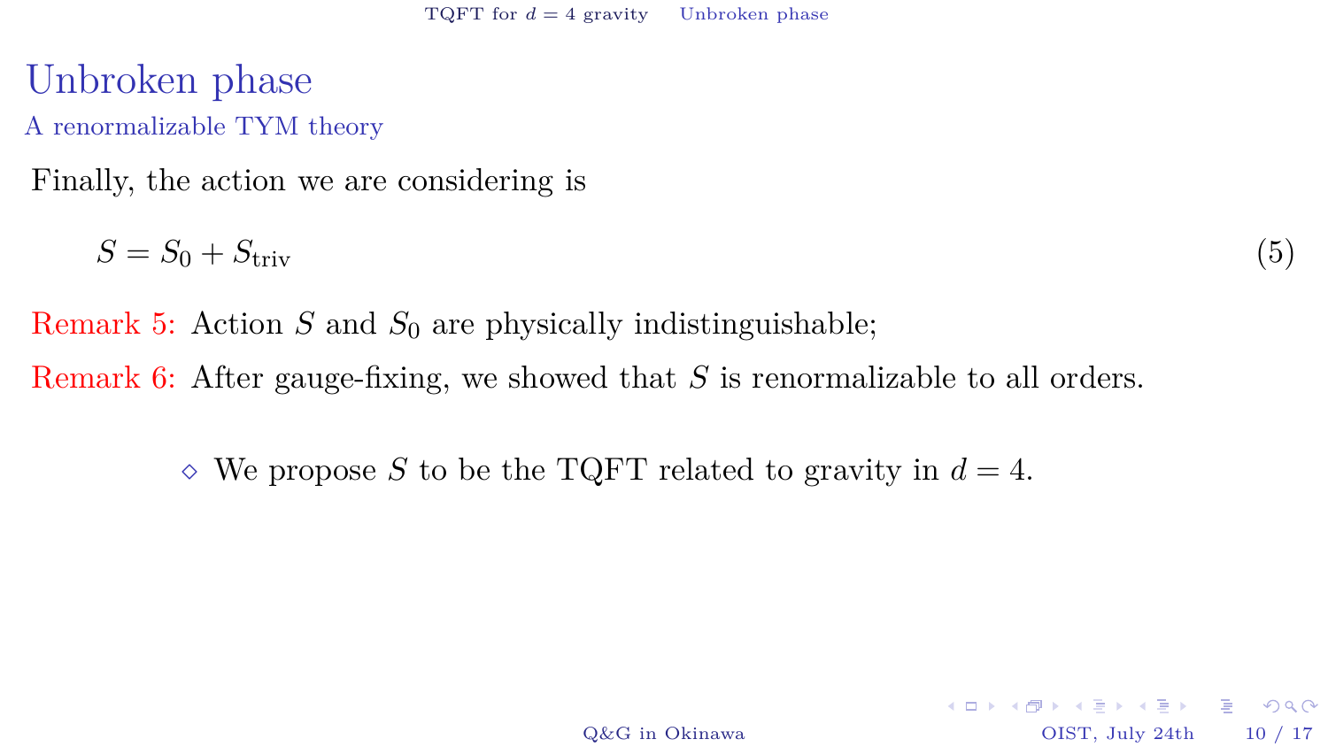# Unbroken phase

## A renormalizable TYM theory

Finally, the action we are considering is

$$S = S_0 + S_{\text{triv}} \tag{5}$$

Remark 5: Action $S$ and $S_0$ are physically indistinguishable;

Remark 6: After gauge-fixing, we showed that $S$ is renormalizable to all orders.

- ◇ We propose $S$ to be the TQFT related to gravity in $d = 4$.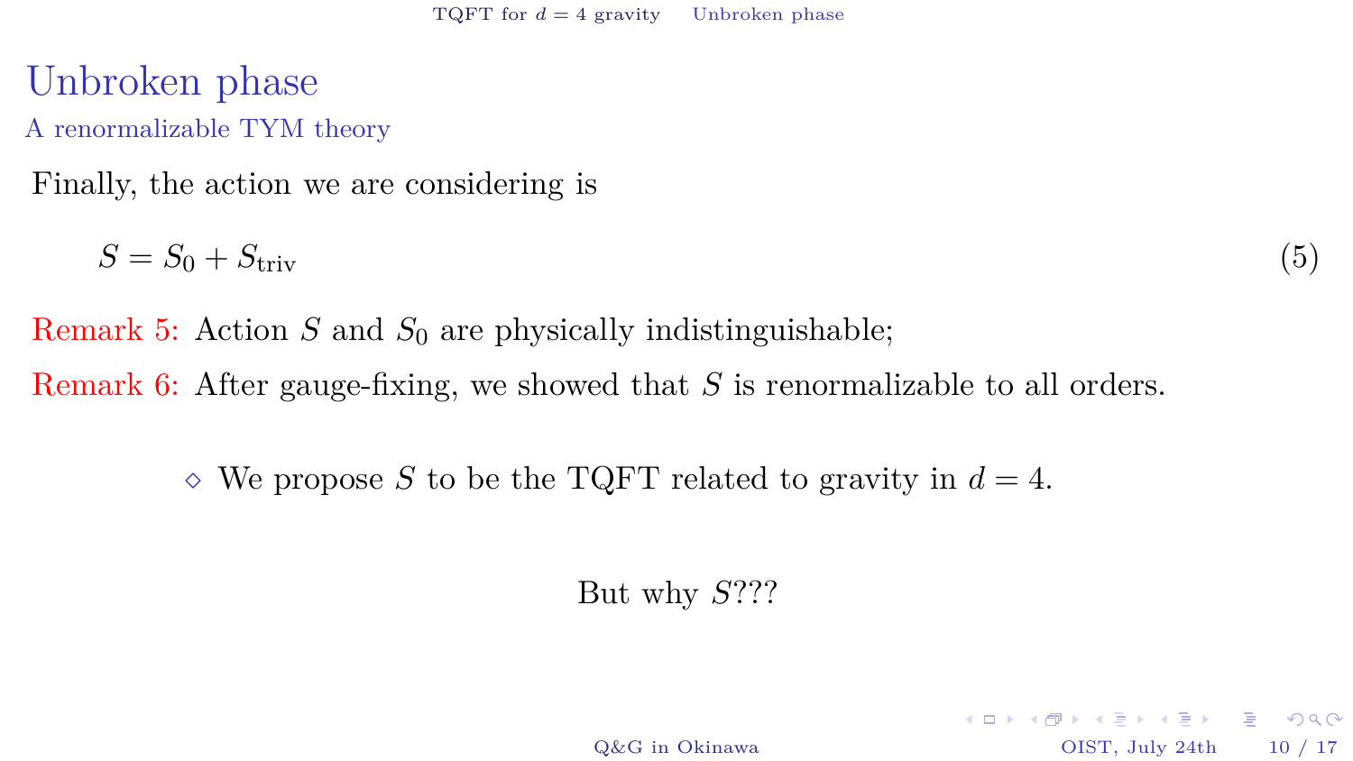# Unbroken phase

## A renormalizable TYM theory

Finally, the action we are considering is

$$S = S_0 + S_{\text{triv}} \tag{5}$$

Remark 5: Action $S$ and $S_0$ are physically indistinguishable;

Remark 6: After gauge-fixing, we showed that $S$ is renormalizable to all orders.

- We propose $S$ to be the TQFT related to gravity in $d = 4$.

But why $S$???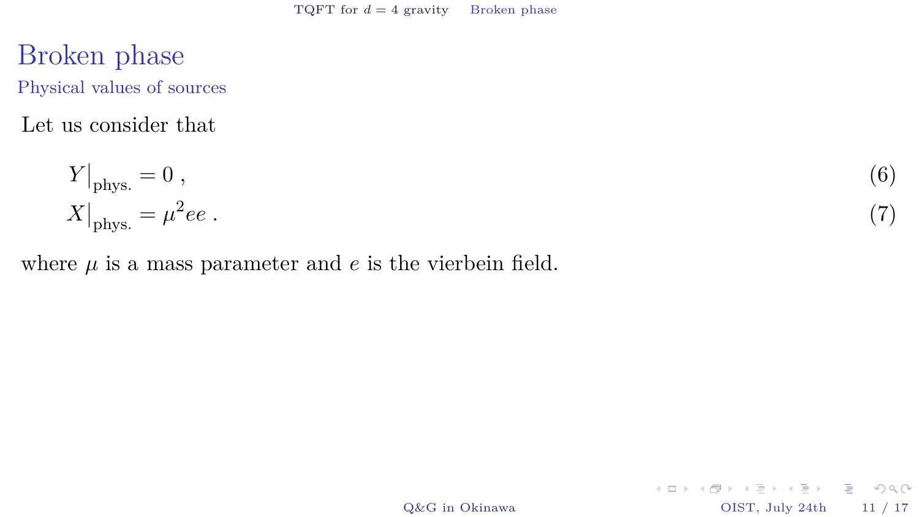# Broken phase

## Physical values of sources

Let us consider that

$$Y\big|_{\text{phys.}} = 0 \,, \tag{6}$$

$$X\big|_{\text{phys.}} = \mu^2 ee \,. \tag{7}$$

where $\mu$ is a mass parameter and $e$ is the vierbein field.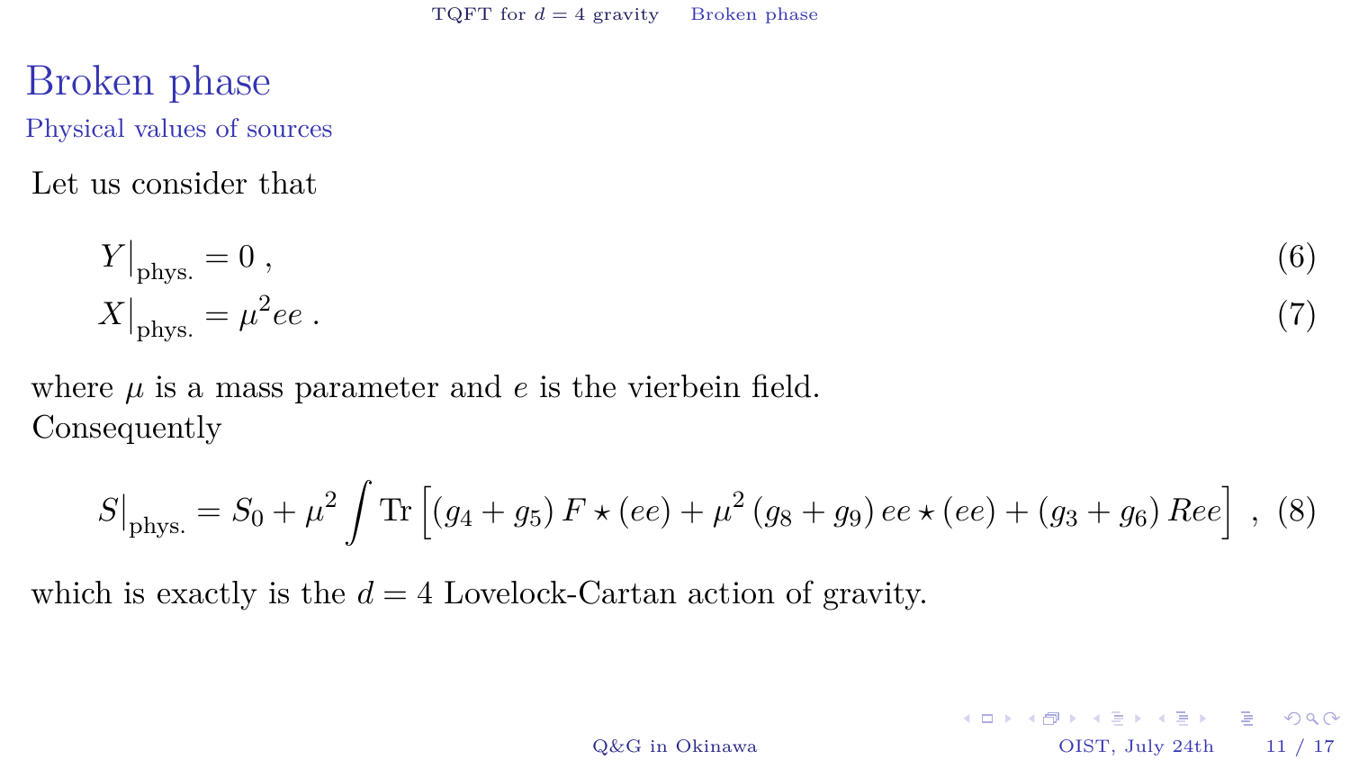# Broken phase

## Physical values of sources

Let us consider that

$$
Y\big|_{\text{phys.}} = 0 \;, \tag{6}
$$

$$
X\big|_{\text{phys.}} = \mu^2 ee \;. \tag{7}
$$

where $\mu$ is a mass parameter and $e$ is the vierbein field.
Consequently

$$
S\big|_{\text{phys.}} = S_0 + \mu^2 \int \text{Tr}\left[(g_4 + g_5)\, F \star (ee) + \mu^2\,(g_8 + g_9)\, ee \star (ee) + (g_3 + g_6)\, Ree\right] \;, \tag{8}
$$

which is exactly is the $d = 4$ Lovelock-Cartan action of gravity.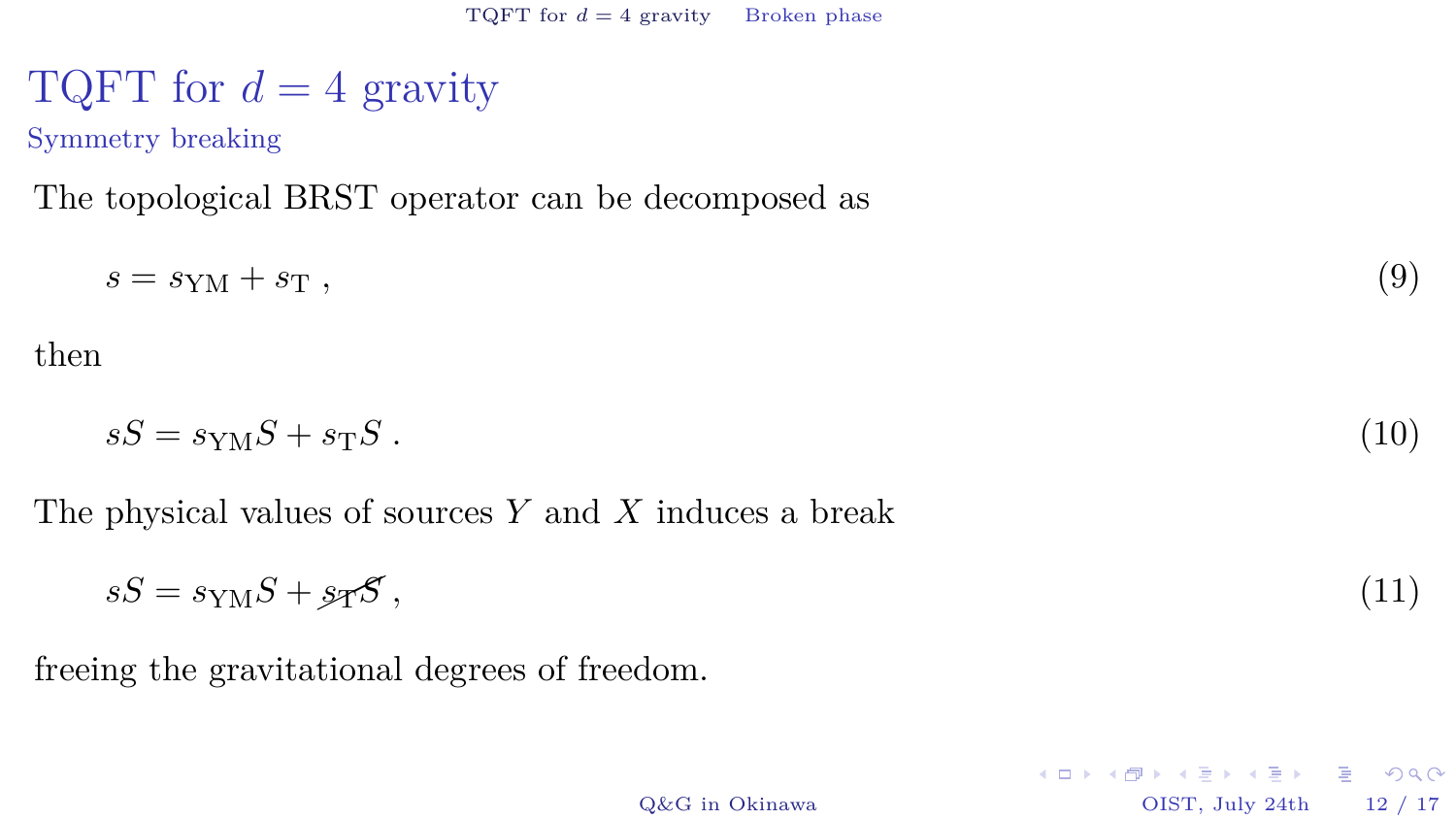# TQFT for $d = 4$ gravity

## Symmetry breaking

The topological BRST operator can be decomposed as

$$s = s_{\mathrm{YM}} + s_{\mathrm{T}} \ , \tag{9}$$

then

$$sS = s_{\mathrm{YM}}S + s_{\mathrm{T}}S \ . \tag{10}$$

The physical values of sources $Y$ and $X$ induces a break

$$sS = s_{\mathrm{YM}}S + \cancel{s_{\mathrm{T}}S} \ , \tag{11}$$

freeing the gravitational degrees of freedom.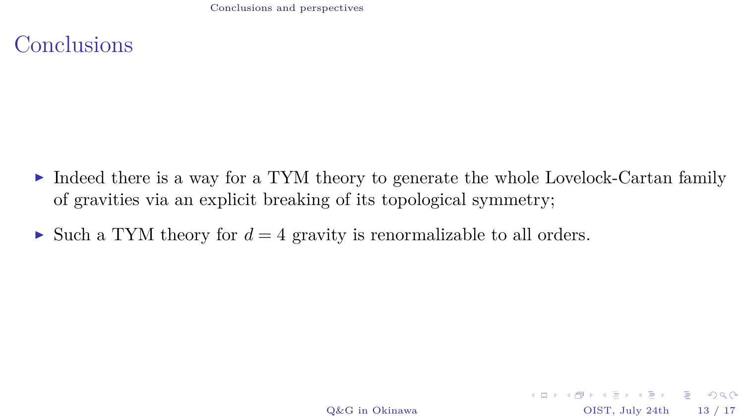# Conclusions

- Indeed there is a way for a TYM theory to generate the whole Lovelock-Cartan family of gravities via an explicit breaking of its topological symmetry;
- Such a TYM theory for $d = 4$ gravity is renormalizable to all orders.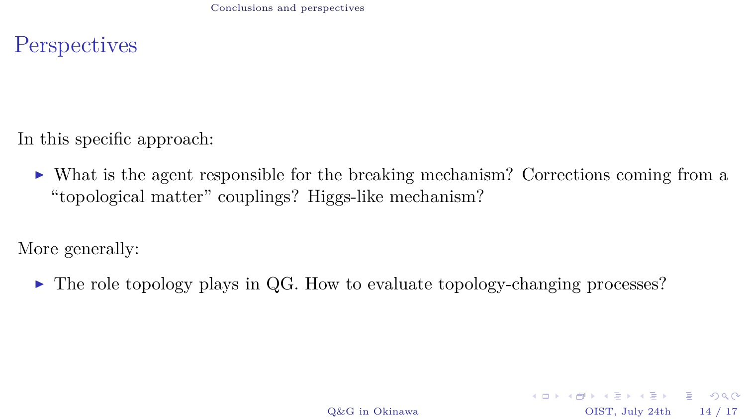# Perspectives

In this specific approach:

- What is the agent responsible for the breaking mechanism? Corrections coming from a "topological matter" couplings? Higgs-like mechanism?

More generally:

- The role topology plays in QG. How to evaluate topology-changing processes?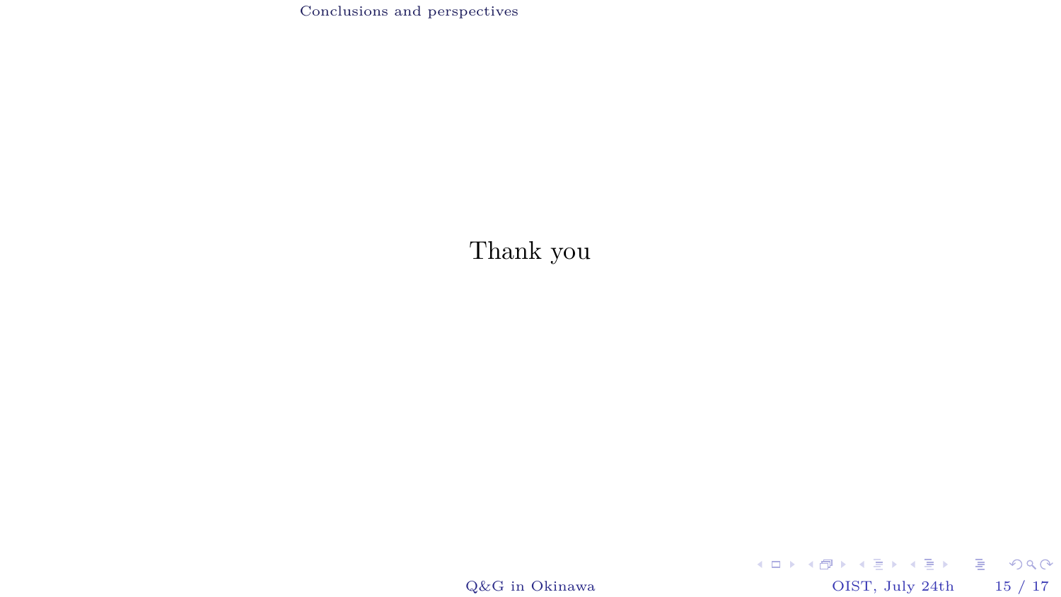Thank you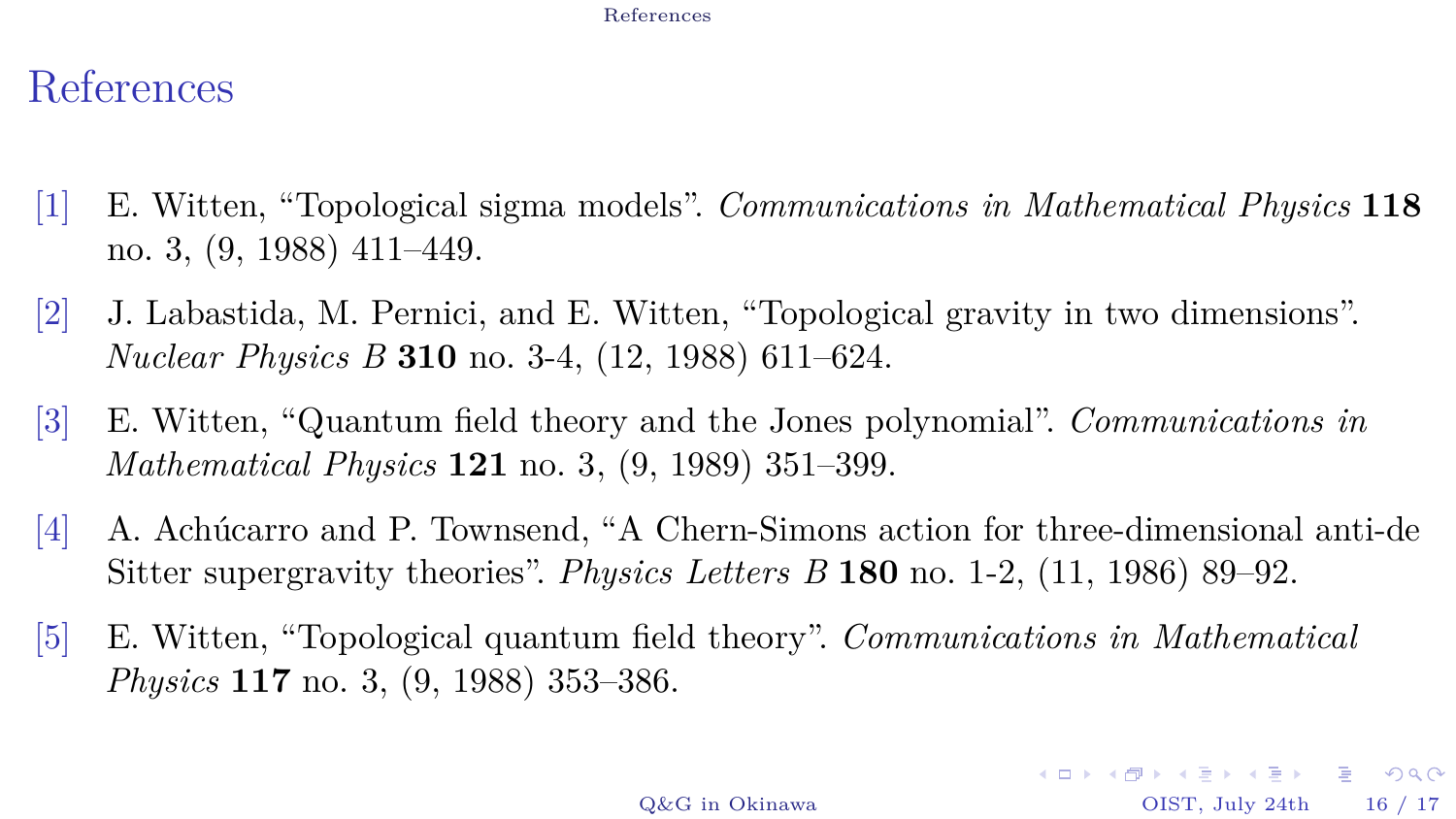# References

[1] E. Witten, "Topological sigma models". *Communications in Mathematical Physics* **118** no. 3, (9, 1988) 411–449.

[2] J. Labastida, M. Pernici, and E. Witten, "Topological gravity in two dimensions". *Nuclear Physics B* **310** no. 3-4, (12, 1988) 611–624.

[3] E. Witten, "Quantum field theory and the Jones polynomial". *Communications in Mathematical Physics* **121** no. 3, (9, 1989) 351–399.

[4] A. Achúcarro and P. Townsend, "A Chern-Simons action for three-dimensional anti-de Sitter supergravity theories". *Physics Letters B* **180** no. 1-2, (11, 1986) 89–92.

[5] E. Witten, "Topological quantum field theory". *Communications in Mathematical Physics* **117** no. 3, (9, 1988) 353–386.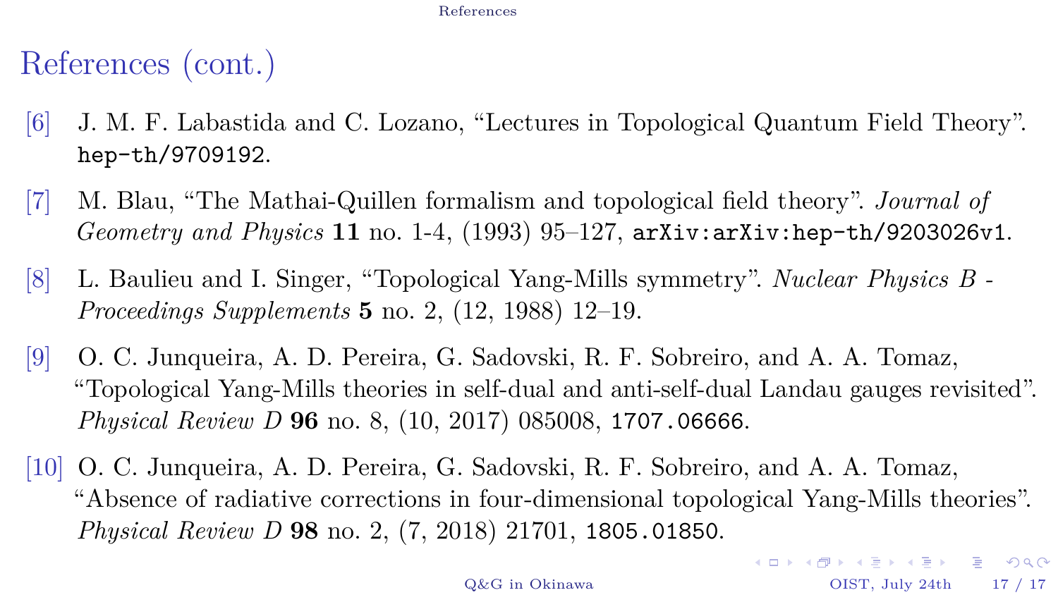# References (cont.)

[6] J. M. F. Labastida and C. Lozano, "Lectures in Topological Quantum Field Theory". `hep-th/9709192`.

[7] M. Blau, "The Mathai-Quillen formalism and topological field theory". *Journal of Geometry and Physics* **11** no. 1-4, (1993) 95–127, `arXiv:arXiv:hep-th/9203026v1`.

[8] L. Baulieu and I. Singer, "Topological Yang-Mills symmetry". *Nuclear Physics B - Proceedings Supplements* **5** no. 2, (12, 1988) 12–19.

[9] O. C. Junqueira, A. D. Pereira, G. Sadovski, R. F. Sobreiro, and A. A. Tomaz, "Topological Yang-Mills theories in self-dual and anti-self-dual Landau gauges revisited". *Physical Review D* **96** no. 8, (10, 2017) 085008, `1707.06666`.

[10] O. C. Junqueira, A. D. Pereira, G. Sadovski, R. F. Sobreiro, and A. A. Tomaz, "Absence of radiative corrections in four-dimensional topological Yang-Mills theories". *Physical Review D* **98** no. 2, (7, 2018) 21701, `1805.01850`.